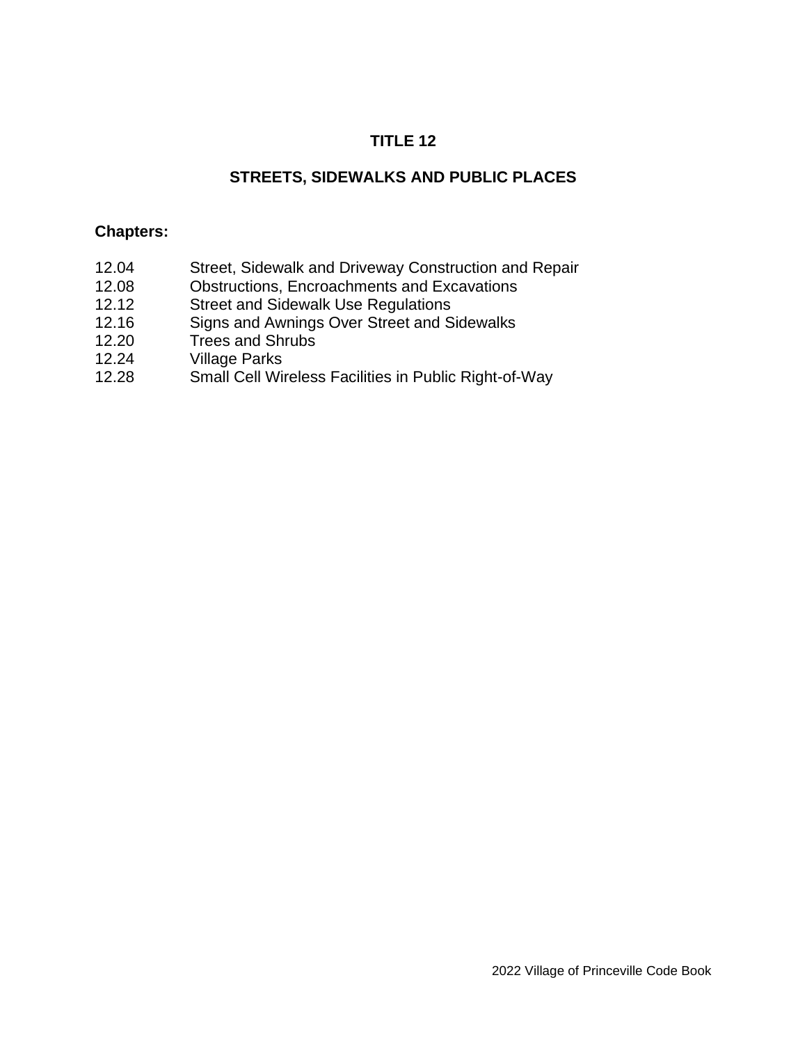# TITLE 12

## STREETS, SIDEWALKS AND PUBLIC PLACES

**Chapters:**

| | |
|---|---|
| 12.04 | Street, Sidewalk and Driveway Construction and Repair |
| 12.08 | Obstructions, Encroachments and Excavations |
| 12.12 | Street and Sidewalk Use Regulations |
| 12.16 | Signs and Awnings Over Street and Sidewalks |
| 12.20 | Trees and Shrubs |
| 12.24 | Village Parks |
| 12.28 | Small Cell Wireless Facilities in Public Right-of-Way |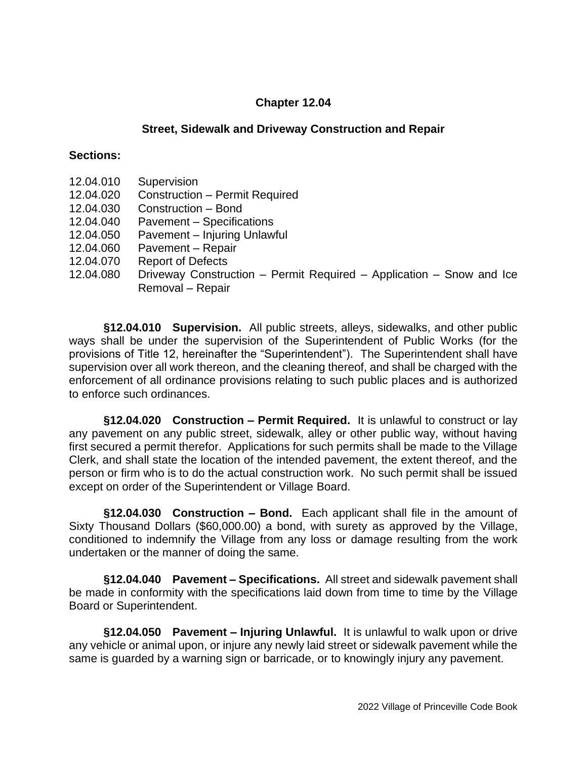# Chapter 12.04

## Street, Sidewalk and Driveway Construction and Repair

**Sections:**

12.04.010 Supervision
12.04.020 Construction – Permit Required
12.04.030 Construction – Bond
12.04.040 Pavement – Specifications
12.04.050 Pavement – Injuring Unlawful
12.04.060 Pavement – Repair
12.04.070 Report of Defects
12.04.080 Driveway Construction – Permit Required – Application – Snow and Ice Removal – Repair

**§12.04.010 Supervision.** All public streets, alleys, sidewalks, and other public ways shall be under the supervision of the Superintendent of Public Works (for the provisions of Title 12, hereinafter the "Superintendent"). The Superintendent shall have supervision over all work thereon, and the cleaning thereof, and shall be charged with the enforcement of all ordinance provisions relating to such public places and is authorized to enforce such ordinances.

**§12.04.020 Construction – Permit Required.** It is unlawful to construct or lay any pavement on any public street, sidewalk, alley or other public way, without having first secured a permit therefor. Applications for such permits shall be made to the Village Clerk, and shall state the location of the intended pavement, the extent thereof, and the person or firm who is to do the actual construction work. No such permit shall be issued except on order of the Superintendent or Village Board.

**§12.04.030 Construction – Bond.** Each applicant shall file in the amount of Sixty Thousand Dollars ($60,000.00) a bond, with surety as approved by the Village, conditioned to indemnify the Village from any loss or damage resulting from the work undertaken or the manner of doing the same.

**§12.04.040 Pavement – Specifications.** All street and sidewalk pavement shall be made in conformity with the specifications laid down from time to time by the Village Board or Superintendent.

**§12.04.050 Pavement – Injuring Unlawful.** It is unlawful to walk upon or drive any vehicle or animal upon, or injure any newly laid street or sidewalk pavement while the same is guarded by a warning sign or barricade, or to knowingly injury any pavement.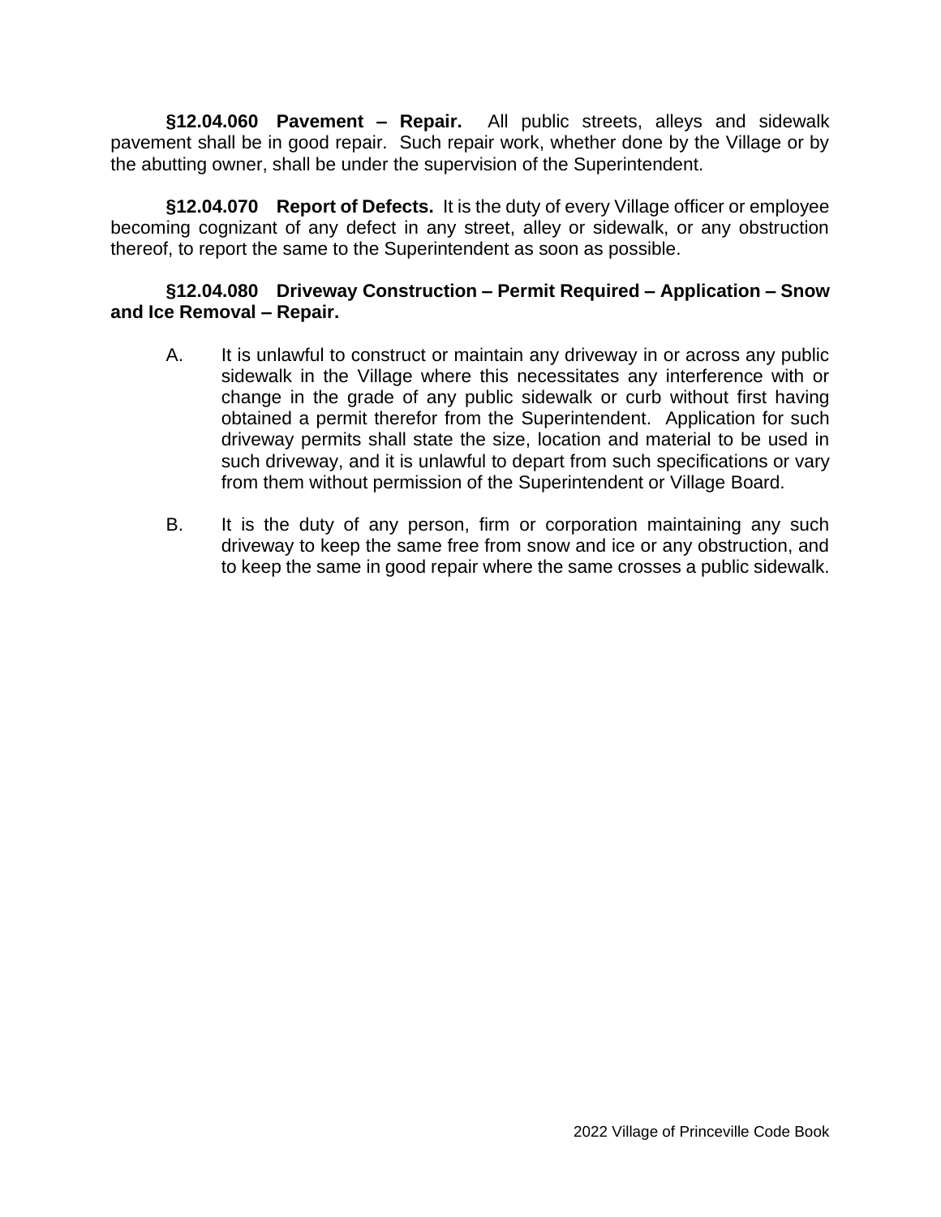**§12.04.060 Pavement – Repair.** All public streets, alleys and sidewalk pavement shall be in good repair. Such repair work, whether done by the Village or by the abutting owner, shall be under the supervision of the Superintendent.

**§12.04.070 Report of Defects.** It is the duty of every Village officer or employee becoming cognizant of any defect in any street, alley or sidewalk, or any obstruction thereof, to report the same to the Superintendent as soon as possible.

**§12.04.080 Driveway Construction – Permit Required – Application – Snow and Ice Removal – Repair.**

A. It is unlawful to construct or maintain any driveway in or across any public sidewalk in the Village where this necessitates any interference with or change in the grade of any public sidewalk or curb without first having obtained a permit therefor from the Superintendent. Application for such driveway permits shall state the size, location and material to be used in such driveway, and it is unlawful to depart from such specifications or vary from them without permission of the Superintendent or Village Board.

B. It is the duty of any person, firm or corporation maintaining any such driveway to keep the same free from snow and ice or any obstruction, and to keep the same in good repair where the same crosses a public sidewalk.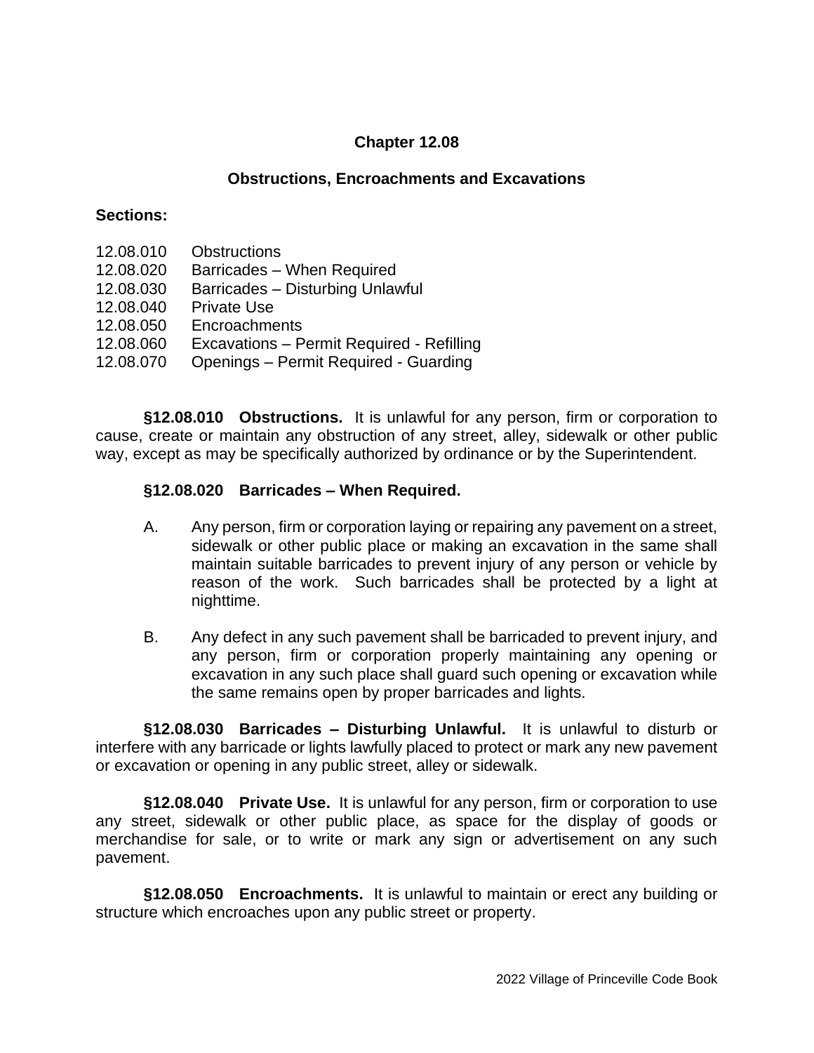# Chapter 12.08

## Obstructions, Encroachments and Excavations

**Sections:**

12.08.010 Obstructions
12.08.020 Barricades – When Required
12.08.030 Barricades – Disturbing Unlawful
12.08.040 Private Use
12.08.050 Encroachments
12.08.060 Excavations – Permit Required - Refilling
12.08.070 Openings – Permit Required - Guarding

**§12.08.010 Obstructions.** It is unlawful for any person, firm or corporation to cause, create or maintain any obstruction of any street, alley, sidewalk or other public way, except as may be specifically authorized by ordinance or by the Superintendent.

**§12.08.020 Barricades – When Required.**

A. Any person, firm or corporation laying or repairing any pavement on a street, sidewalk or other public place or making an excavation in the same shall maintain suitable barricades to prevent injury of any person or vehicle by reason of the work. Such barricades shall be protected by a light at nighttime.

B. Any defect in any such pavement shall be barricaded to prevent injury, and any person, firm or corporation properly maintaining any opening or excavation in any such place shall guard such opening or excavation while the same remains open by proper barricades and lights.

**§12.08.030 Barricades – Disturbing Unlawful.** It is unlawful to disturb or interfere with any barricade or lights lawfully placed to protect or mark any new pavement or excavation or opening in any public street, alley or sidewalk.

**§12.08.040 Private Use.** It is unlawful for any person, firm or corporation to use any street, sidewalk or other public place, as space for the display of goods or merchandise for sale, or to write or mark any sign or advertisement on any such pavement.

**§12.08.050 Encroachments.** It is unlawful to maintain or erect any building or structure which encroaches upon any public street or property.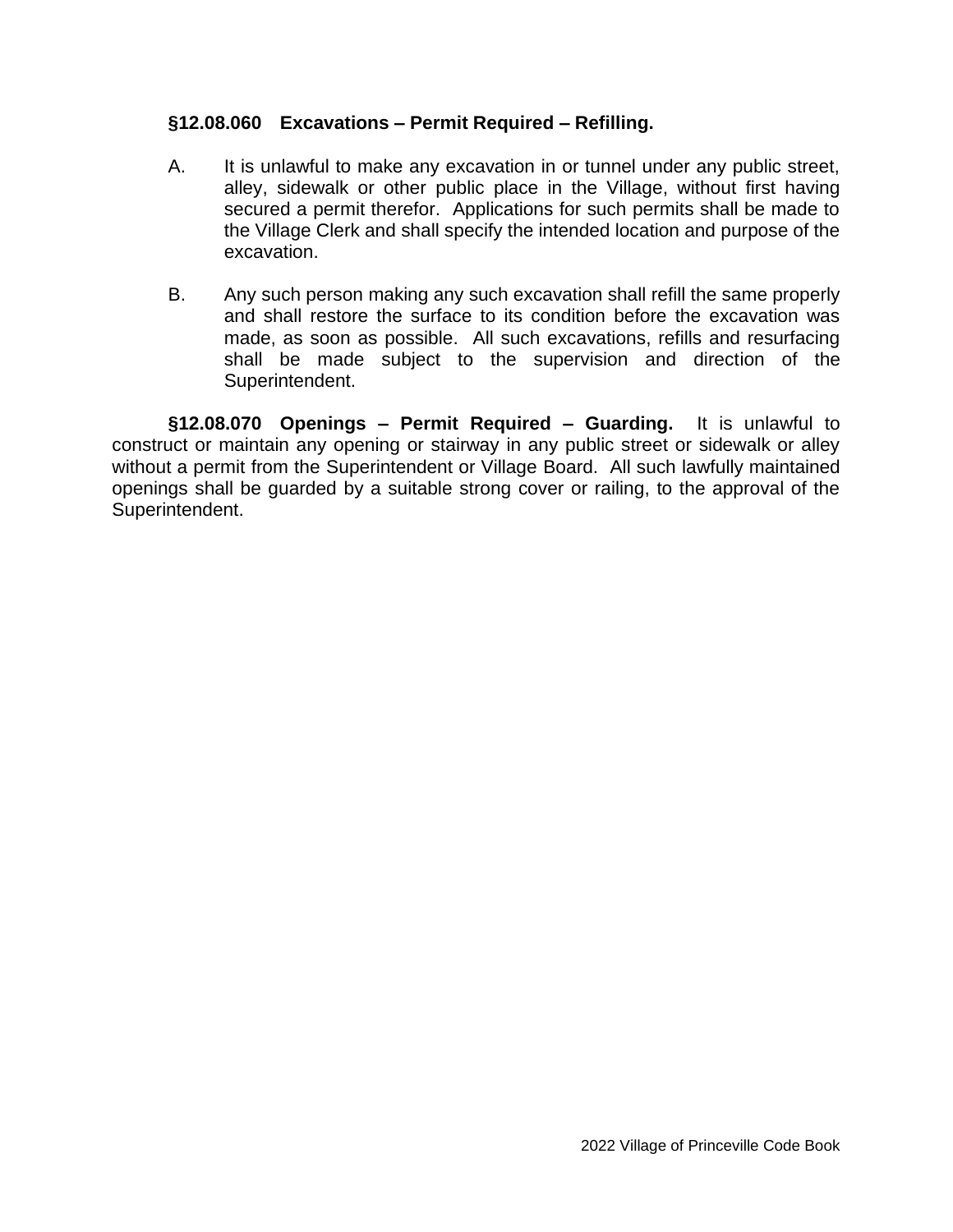**§12.08.060 Excavations – Permit Required – Refilling.**

A. It is unlawful to make any excavation in or tunnel under any public street, alley, sidewalk or other public place in the Village, without first having secured a permit therefor. Applications for such permits shall be made to the Village Clerk and shall specify the intended location and purpose of the excavation.

B. Any such person making any such excavation shall refill the same properly and shall restore the surface to its condition before the excavation was made, as soon as possible. All such excavations, refills and resurfacing shall be made subject to the supervision and direction of the Superintendent.

**§12.08.070 Openings – Permit Required – Guarding.** It is unlawful to construct or maintain any opening or stairway in any public street or sidewalk or alley without a permit from the Superintendent or Village Board. All such lawfully maintained openings shall be guarded by a suitable strong cover or railing, to the approval of the Superintendent.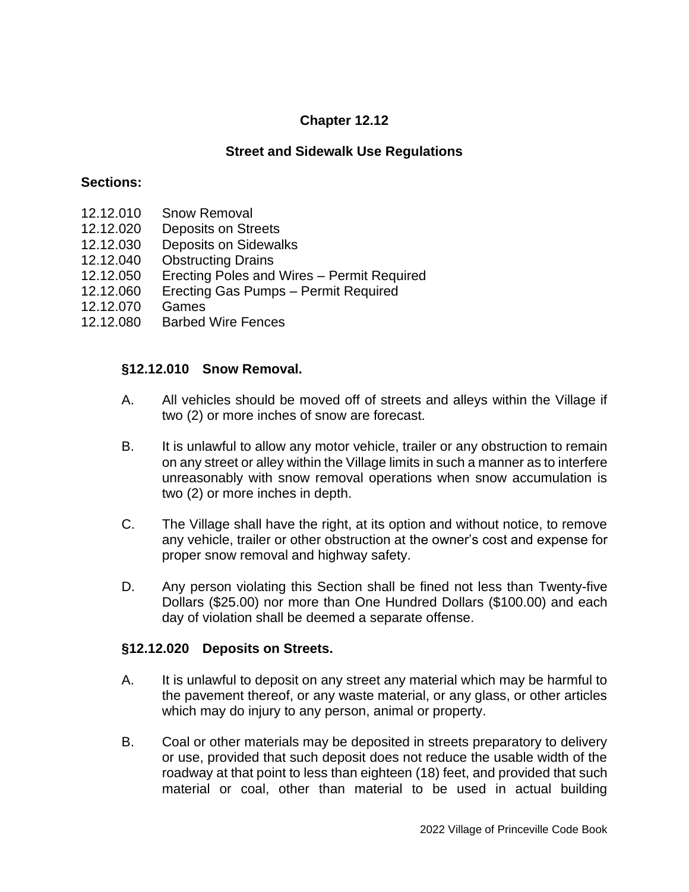## Chapter 12.12

## Street and Sidewalk Use Regulations

**Sections:**

12.12.010 Snow Removal
12.12.020 Deposits on Streets
12.12.030 Deposits on Sidewalks
12.12.040 Obstructing Drains
12.12.050 Erecting Poles and Wires – Permit Required
12.12.060 Erecting Gas Pumps – Permit Required
12.12.070 Games
12.12.080 Barbed Wire Fences

### §12.12.010 Snow Removal.

A. All vehicles should be moved off of streets and alleys within the Village if two (2) or more inches of snow are forecast.

B. It is unlawful to allow any motor vehicle, trailer or any obstruction to remain on any street or alley within the Village limits in such a manner as to interfere unreasonably with snow removal operations when snow accumulation is two (2) or more inches in depth.

C. The Village shall have the right, at its option and without notice, to remove any vehicle, trailer or other obstruction at the owner's cost and expense for proper snow removal and highway safety.

D. Any person violating this Section shall be fined not less than Twenty-five Dollars ($25.00) nor more than One Hundred Dollars ($100.00) and each day of violation shall be deemed a separate offense.

### §12.12.020 Deposits on Streets.

A. It is unlawful to deposit on any street any material which may be harmful to the pavement thereof, or any waste material, or any glass, or other articles which may do injury to any person, animal or property.

B. Coal or other materials may be deposited in streets preparatory to delivery or use, provided that such deposit does not reduce the usable width of the roadway at that point to less than eighteen (18) feet, and provided that such material or coal, other than material to be used in actual building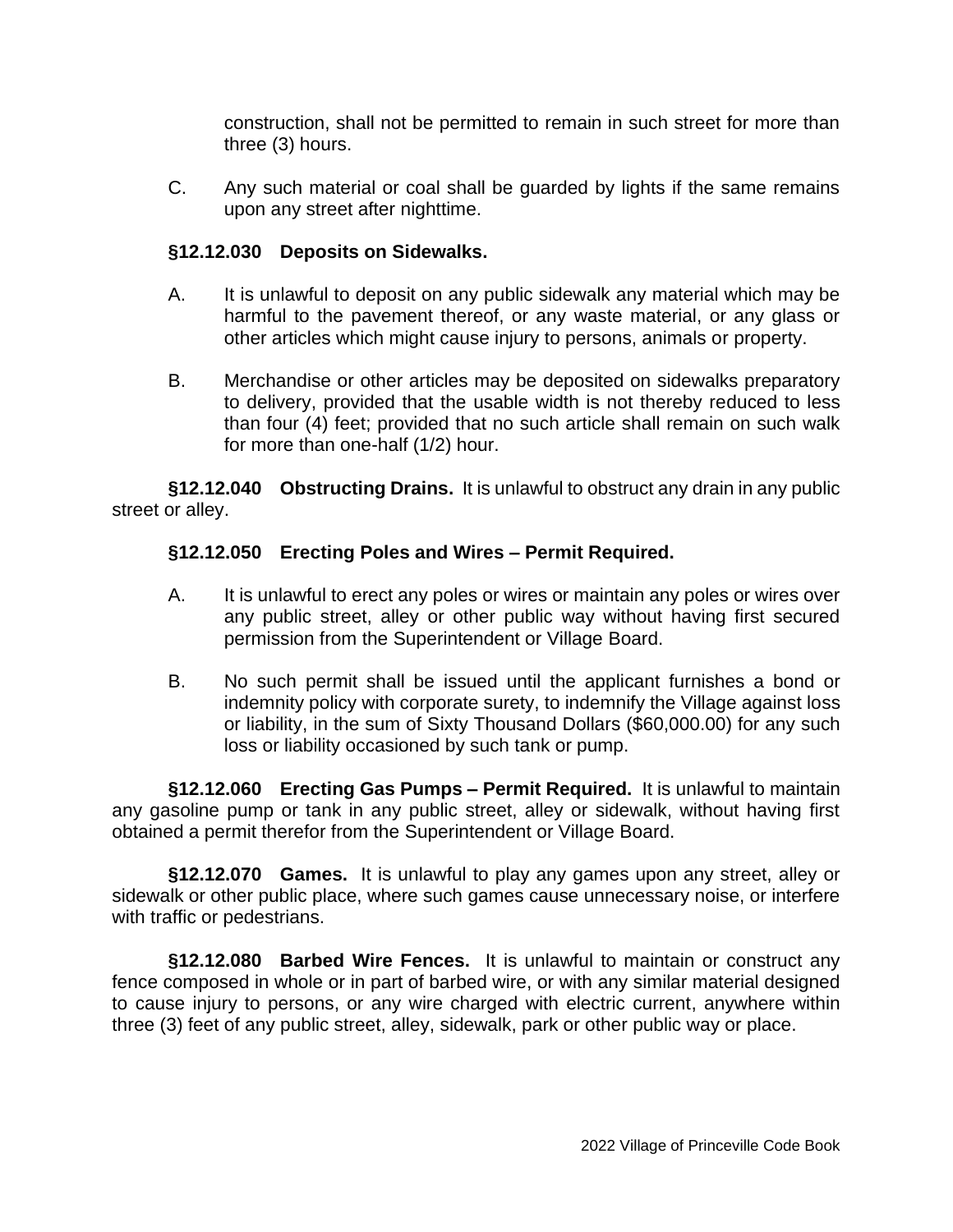construction, shall not be permitted to remain in such street for more than three (3) hours.

C. Any such material or coal shall be guarded by lights if the same remains upon any street after nighttime.

### §12.12.030 Deposits on Sidewalks.

A. It is unlawful to deposit on any public sidewalk any material which may be harmful to the pavement thereof, or any waste material, or any glass or other articles which might cause injury to persons, animals or property.

B. Merchandise or other articles may be deposited on sidewalks preparatory to delivery, provided that the usable width is not thereby reduced to less than four (4) feet; provided that no such article shall remain on such walk for more than one-half (1/2) hour.

**§12.12.040 Obstructing Drains.** It is unlawful to obstruct any drain in any public street or alley.

### §12.12.050 Erecting Poles and Wires – Permit Required.

A. It is unlawful to erect any poles or wires or maintain any poles or wires over any public street, alley or other public way without having first secured permission from the Superintendent or Village Board.

B. No such permit shall be issued until the applicant furnishes a bond or indemnity policy with corporate surety, to indemnify the Village against loss or liability, in the sum of Sixty Thousand Dollars ($60,000.00) for any such loss or liability occasioned by such tank or pump.

**§12.12.060 Erecting Gas Pumps – Permit Required.** It is unlawful to maintain any gasoline pump or tank in any public street, alley or sidewalk, without having first obtained a permit therefor from the Superintendent or Village Board.

**§12.12.070 Games.** It is unlawful to play any games upon any street, alley or sidewalk or other public place, where such games cause unnecessary noise, or interfere with traffic or pedestrians.

**§12.12.080 Barbed Wire Fences.** It is unlawful to maintain or construct any fence composed in whole or in part of barbed wire, or with any similar material designed to cause injury to persons, or any wire charged with electric current, anywhere within three (3) feet of any public street, alley, sidewalk, park or other public way or place.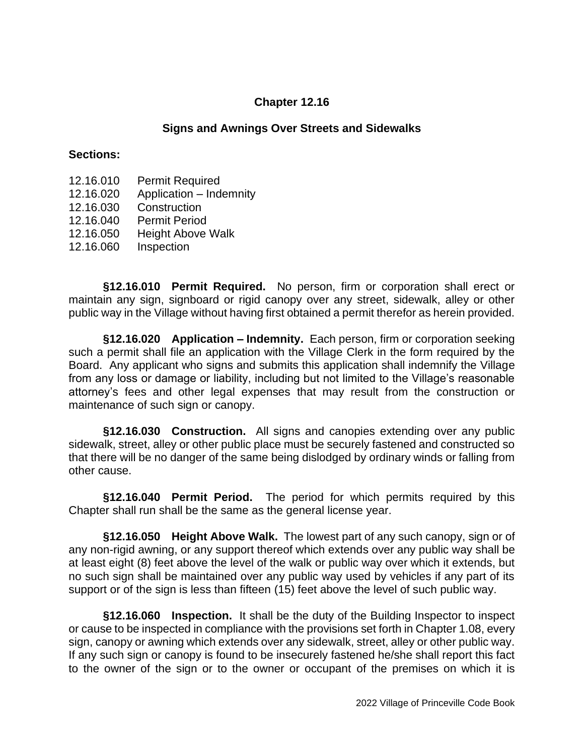# Chapter 12.16

## Signs and Awnings Over Streets and Sidewalks

**Sections:**

12.16.010 Permit Required
12.16.020 Application – Indemnity
12.16.030 Construction
12.16.040 Permit Period
12.16.050 Height Above Walk
12.16.060 Inspection

**§12.16.010 Permit Required.** No person, firm or corporation shall erect or maintain any sign, signboard or rigid canopy over any street, sidewalk, alley or other public way in the Village without having first obtained a permit therefor as herein provided.

**§12.16.020 Application – Indemnity.** Each person, firm or corporation seeking such a permit shall file an application with the Village Clerk in the form required by the Board. Any applicant who signs and submits this application shall indemnify the Village from any loss or damage or liability, including but not limited to the Village's reasonable attorney's fees and other legal expenses that may result from the construction or maintenance of such sign or canopy.

**§12.16.030 Construction.** All signs and canopies extending over any public sidewalk, street, alley or other public place must be securely fastened and constructed so that there will be no danger of the same being dislodged by ordinary winds or falling from other cause.

**§12.16.040 Permit Period.** The period for which permits required by this Chapter shall run shall be the same as the general license year.

**§12.16.050 Height Above Walk.** The lowest part of any such canopy, sign or of any non-rigid awning, or any support thereof which extends over any public way shall be at least eight (8) feet above the level of the walk or public way over which it extends, but no such sign shall be maintained over any public way used by vehicles if any part of its support or of the sign is less than fifteen (15) feet above the level of such public way.

**§12.16.060 Inspection.** It shall be the duty of the Building Inspector to inspect or cause to be inspected in compliance with the provisions set forth in Chapter 1.08, every sign, canopy or awning which extends over any sidewalk, street, alley or other public way. If any such sign or canopy is found to be insecurely fastened he/she shall report this fact to the owner of the sign or to the owner or occupant of the premises on which it is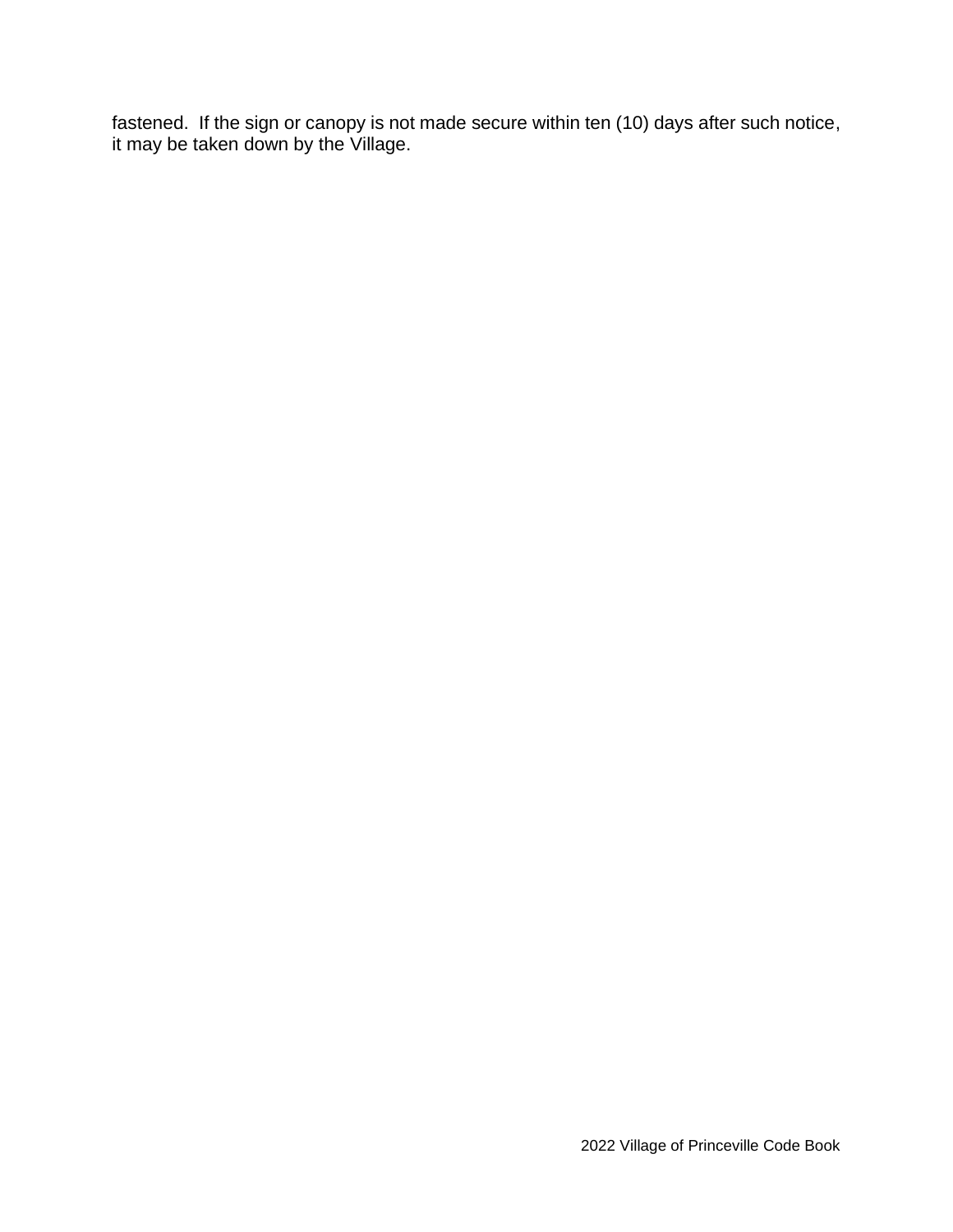fastened. If the sign or canopy is not made secure within ten (10) days after such notice, it may be taken down by the Village.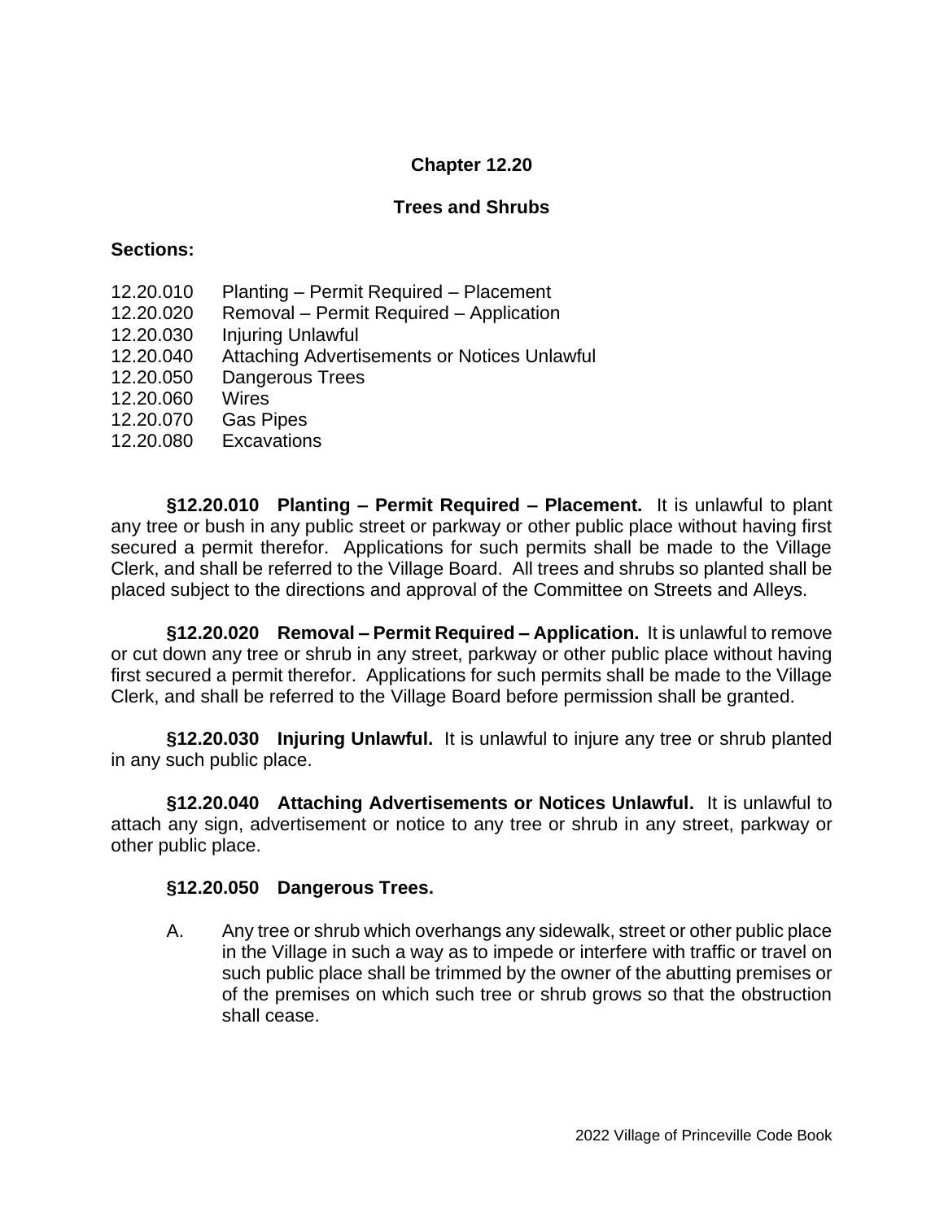# Chapter 12.20

## Trees and Shrubs

**Sections:**

12.20.010 Planting – Permit Required – Placement
12.20.020 Removal – Permit Required – Application
12.20.030 Injuring Unlawful
12.20.040 Attaching Advertisements or Notices Unlawful
12.20.050 Dangerous Trees
12.20.060 Wires
12.20.070 Gas Pipes
12.20.080 Excavations

**§12.20.010 Planting – Permit Required – Placement.** It is unlawful to plant any tree or bush in any public street or parkway or other public place without having first secured a permit therefor. Applications for such permits shall be made to the Village Clerk, and shall be referred to the Village Board. All trees and shrubs so planted shall be placed subject to the directions and approval of the Committee on Streets and Alleys.

**§12.20.020 Removal – Permit Required – Application.** It is unlawful to remove or cut down any tree or shrub in any street, parkway or other public place without having first secured a permit therefor. Applications for such permits shall be made to the Village Clerk, and shall be referred to the Village Board before permission shall be granted.

**§12.20.030 Injuring Unlawful.** It is unlawful to injure any tree or shrub planted in any such public place.

**§12.20.040 Attaching Advertisements or Notices Unlawful.** It is unlawful to attach any sign, advertisement or notice to any tree or shrub in any street, parkway or other public place.

**§12.20.050 Dangerous Trees.**

A. Any tree or shrub which overhangs any sidewalk, street or other public place in the Village in such a way as to impede or interfere with traffic or travel on such public place shall be trimmed by the owner of the abutting premises or of the premises on which such tree or shrub grows so that the obstruction shall cease.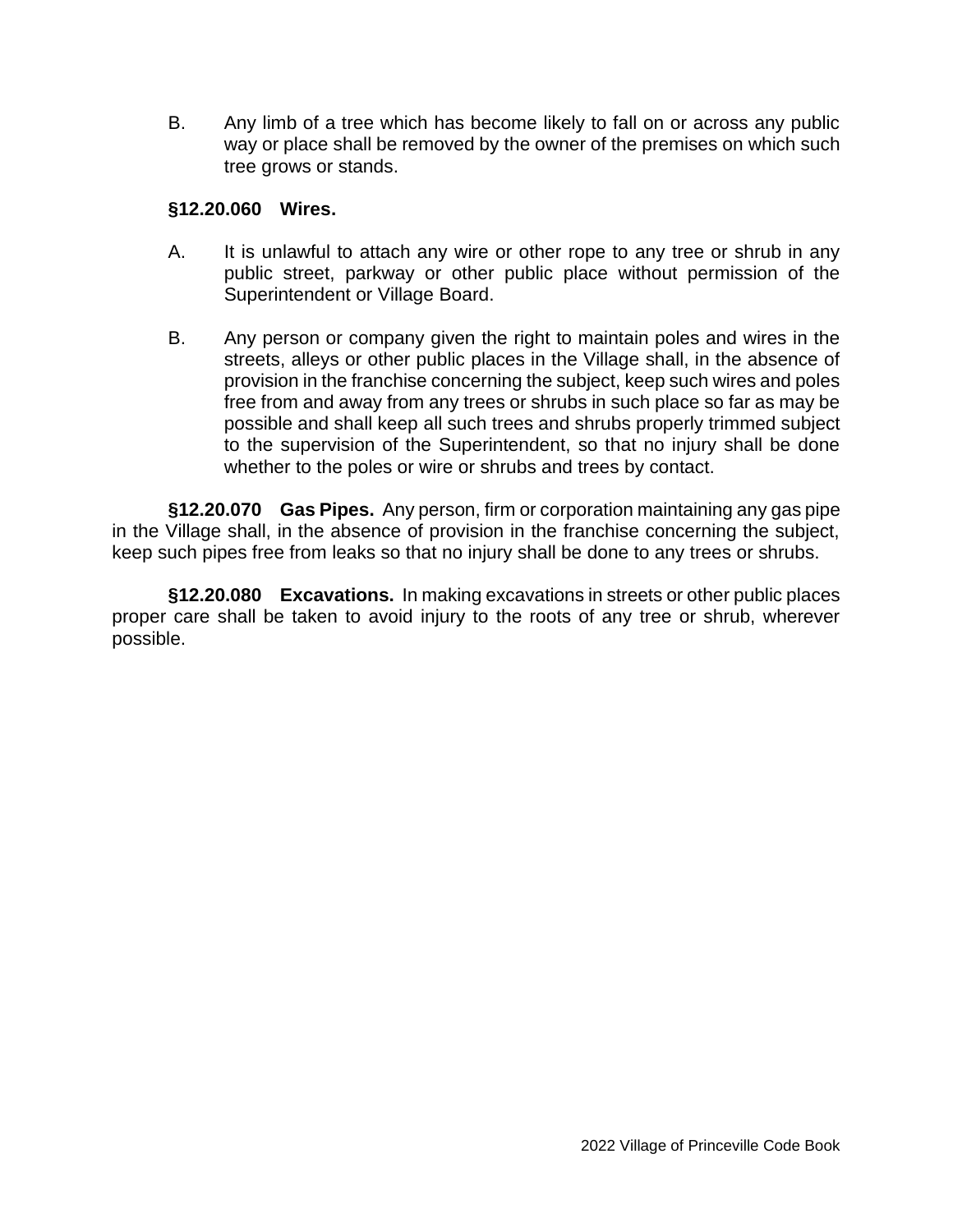B. Any limb of a tree which has become likely to fall on or across any public way or place shall be removed by the owner of the premises on which such tree grows or stands.

**§12.20.060 Wires.**

A. It is unlawful to attach any wire or other rope to any tree or shrub in any public street, parkway or other public place without permission of the Superintendent or Village Board.

B. Any person or company given the right to maintain poles and wires in the streets, alleys or other public places in the Village shall, in the absence of provision in the franchise concerning the subject, keep such wires and poles free from and away from any trees or shrubs in such place so far as may be possible and shall keep all such trees and shrubs properly trimmed subject to the supervision of the Superintendent, so that no injury shall be done whether to the poles or wire or shrubs and trees by contact.

**§12.20.070 Gas Pipes.** Any person, firm or corporation maintaining any gas pipe in the Village shall, in the absence of provision in the franchise concerning the subject, keep such pipes free from leaks so that no injury shall be done to any trees or shrubs.

**§12.20.080 Excavations.** In making excavations in streets or other public places proper care shall be taken to avoid injury to the roots of any tree or shrub, wherever possible.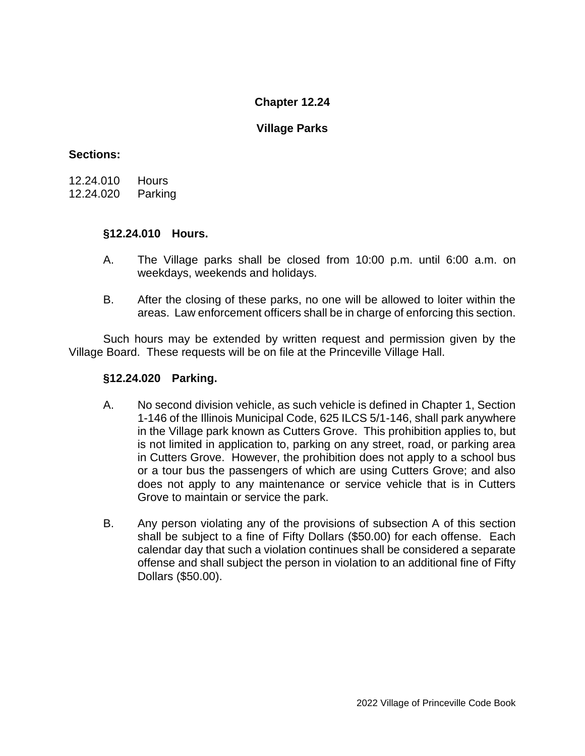# Chapter 12.24

## Village Parks

**Sections:**

12.24.010 Hours
12.24.020 Parking

### §12.24.010 Hours.

A. The Village parks shall be closed from 10:00 p.m. until 6:00 a.m. on weekdays, weekends and holidays.

B. After the closing of these parks, no one will be allowed to loiter within the areas. Law enforcement officers shall be in charge of enforcing this section.

Such hours may be extended by written request and permission given by the Village Board. These requests will be on file at the Princeville Village Hall.

### §12.24.020 Parking.

A. No second division vehicle, as such vehicle is defined in Chapter 1, Section 1-146 of the Illinois Municipal Code, 625 ILCS 5/1-146, shall park anywhere in the Village park known as Cutters Grove. This prohibition applies to, but is not limited in application to, parking on any street, road, or parking area in Cutters Grove. However, the prohibition does not apply to a school bus or a tour bus the passengers of which are using Cutters Grove; and also does not apply to any maintenance or service vehicle that is in Cutters Grove to maintain or service the park.

B. Any person violating any of the provisions of subsection A of this section shall be subject to a fine of Fifty Dollars ($50.00) for each offense. Each calendar day that such a violation continues shall be considered a separate offense and shall subject the person in violation to an additional fine of Fifty Dollars ($50.00).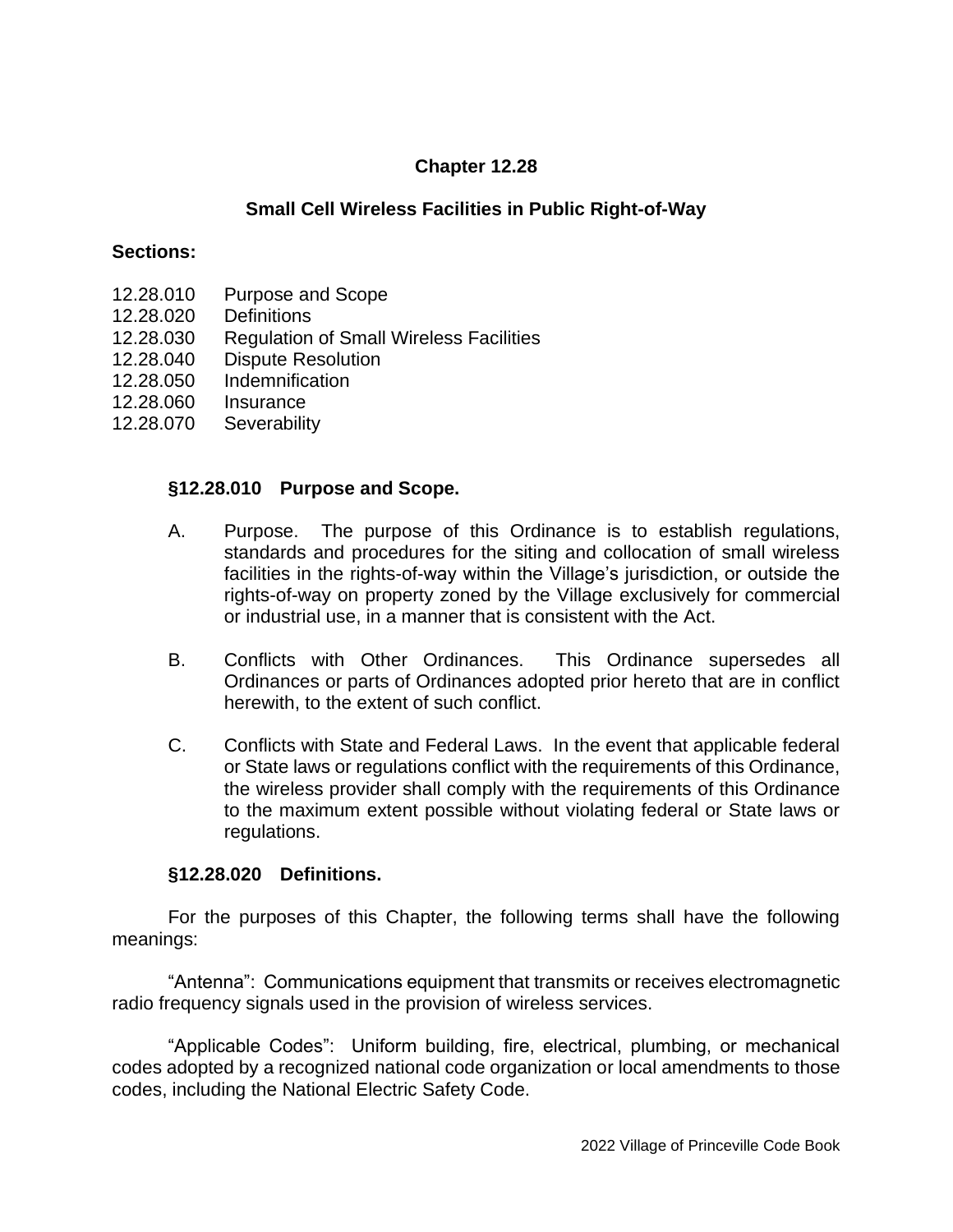# Chapter 12.28

## Small Cell Wireless Facilities in Public Right-of-Way

**Sections:**

12.28.010 Purpose and Scope
12.28.020 Definitions
12.28.030 Regulation of Small Wireless Facilities
12.28.040 Dispute Resolution
12.28.050 Indemnification
12.28.060 Insurance
12.28.070 Severability

### §12.28.010 Purpose and Scope.

A. Purpose. The purpose of this Ordinance is to establish regulations, standards and procedures for the siting and collocation of small wireless facilities in the rights-of-way within the Village's jurisdiction, or outside the rights-of-way on property zoned by the Village exclusively for commercial or industrial use, in a manner that is consistent with the Act.

B. Conflicts with Other Ordinances. This Ordinance supersedes all Ordinances or parts of Ordinances adopted prior hereto that are in conflict herewith, to the extent of such conflict.

C. Conflicts with State and Federal Laws. In the event that applicable federal or State laws or regulations conflict with the requirements of this Ordinance, the wireless provider shall comply with the requirements of this Ordinance to the maximum extent possible without violating federal or State laws or regulations.

### §12.28.020 Definitions.

For the purposes of this Chapter, the following terms shall have the following meanings:

"Antenna": Communications equipment that transmits or receives electromagnetic radio frequency signals used in the provision of wireless services.

"Applicable Codes": Uniform building, fire, electrical, plumbing, or mechanical codes adopted by a recognized national code organization or local amendments to those codes, including the National Electric Safety Code.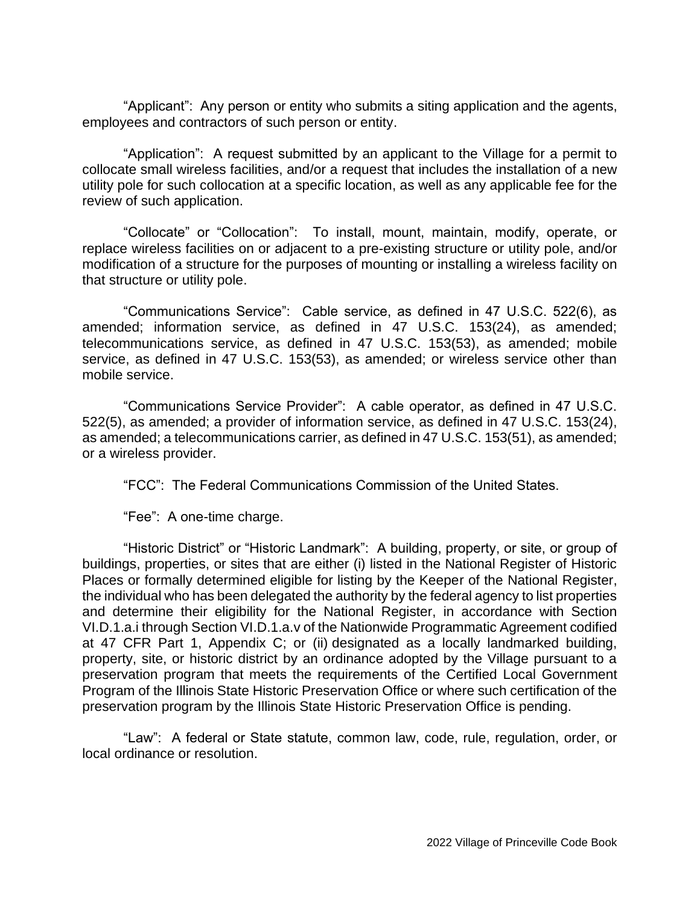"Applicant": Any person or entity who submits a siting application and the agents, employees and contractors of such person or entity.

"Application": A request submitted by an applicant to the Village for a permit to collocate small wireless facilities, and/or a request that includes the installation of a new utility pole for such collocation at a specific location, as well as any applicable fee for the review of such application.

"Collocate" or "Collocation": To install, mount, maintain, modify, operate, or replace wireless facilities on or adjacent to a pre-existing structure or utility pole, and/or modification of a structure for the purposes of mounting or installing a wireless facility on that structure or utility pole.

"Communications Service": Cable service, as defined in 47 U.S.C. 522(6), as amended; information service, as defined in 47 U.S.C. 153(24), as amended; telecommunications service, as defined in 47 U.S.C. 153(53), as amended; mobile service, as defined in 47 U.S.C. 153(53), as amended; or wireless service other than mobile service.

"Communications Service Provider": A cable operator, as defined in 47 U.S.C. 522(5), as amended; a provider of information service, as defined in 47 U.S.C. 153(24), as amended; a telecommunications carrier, as defined in 47 U.S.C. 153(51), as amended; or a wireless provider.

"FCC": The Federal Communications Commission of the United States.

"Fee": A one-time charge.

"Historic District" or "Historic Landmark": A building, property, or site, or group of buildings, properties, or sites that are either (i) listed in the National Register of Historic Places or formally determined eligible for listing by the Keeper of the National Register, the individual who has been delegated the authority by the federal agency to list properties and determine their eligibility for the National Register, in accordance with Section VI.D.1.a.i through Section VI.D.1.a.v of the Nationwide Programmatic Agreement codified at 47 CFR Part 1, Appendix C; or (ii) designated as a locally landmarked building, property, site, or historic district by an ordinance adopted by the Village pursuant to a preservation program that meets the requirements of the Certified Local Government Program of the Illinois State Historic Preservation Office or where such certification of the preservation program by the Illinois State Historic Preservation Office is pending.

"Law": A federal or State statute, common law, code, rule, regulation, order, or local ordinance or resolution.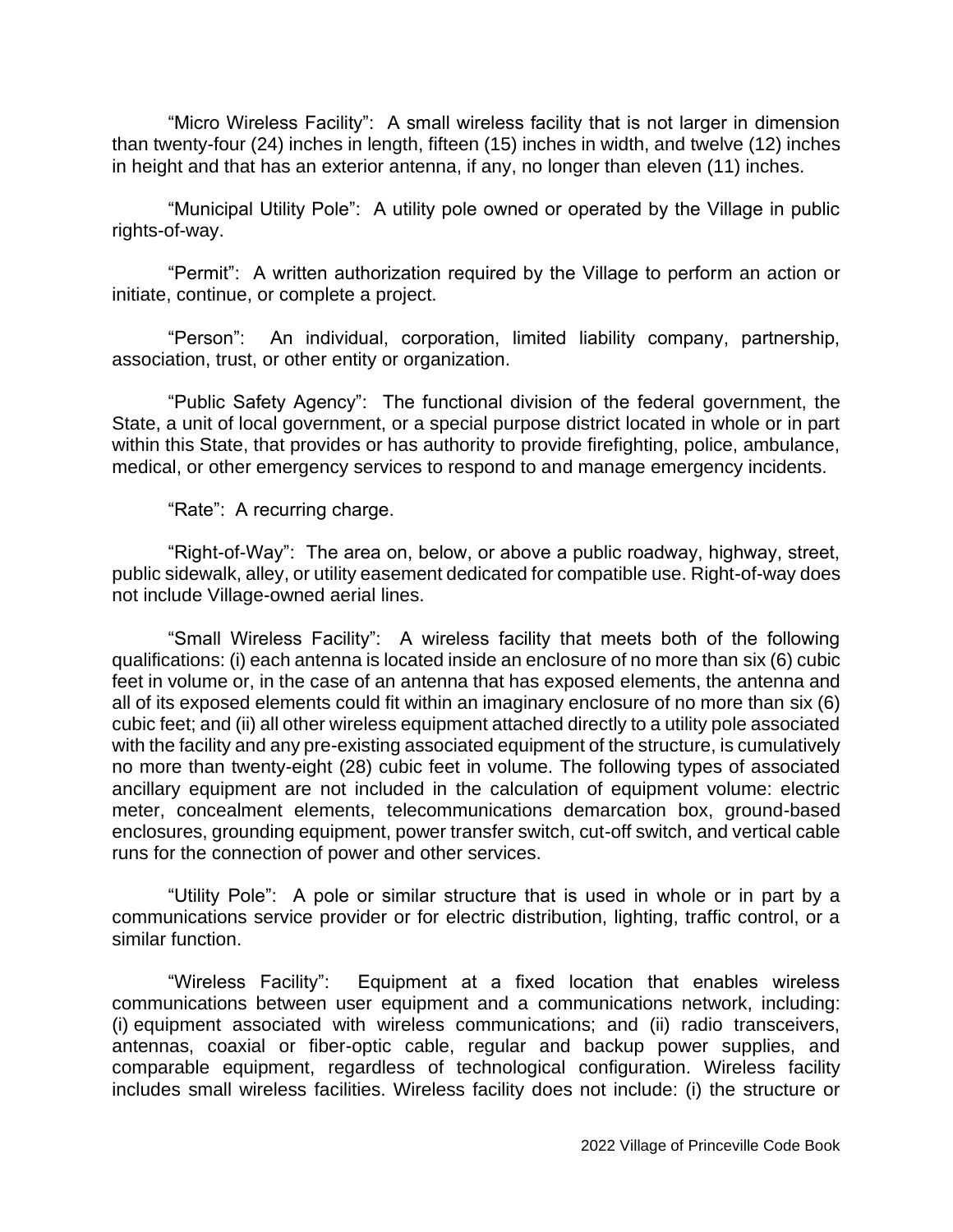"Micro Wireless Facility": A small wireless facility that is not larger in dimension than twenty-four (24) inches in length, fifteen (15) inches in width, and twelve (12) inches in height and that has an exterior antenna, if any, no longer than eleven (11) inches.

"Municipal Utility Pole": A utility pole owned or operated by the Village in public rights-of-way.

"Permit": A written authorization required by the Village to perform an action or initiate, continue, or complete a project.

"Person": An individual, corporation, limited liability company, partnership, association, trust, or other entity or organization.

"Public Safety Agency": The functional division of the federal government, the State, a unit of local government, or a special purpose district located in whole or in part within this State, that provides or has authority to provide firefighting, police, ambulance, medical, or other emergency services to respond to and manage emergency incidents.

"Rate": A recurring charge.

"Right-of-Way": The area on, below, or above a public roadway, highway, street, public sidewalk, alley, or utility easement dedicated for compatible use. Right-of-way does not include Village-owned aerial lines.

"Small Wireless Facility": A wireless facility that meets both of the following qualifications: (i) each antenna is located inside an enclosure of no more than six (6) cubic feet in volume or, in the case of an antenna that has exposed elements, the antenna and all of its exposed elements could fit within an imaginary enclosure of no more than six (6) cubic feet; and (ii) all other wireless equipment attached directly to a utility pole associated with the facility and any pre-existing associated equipment of the structure, is cumulatively no more than twenty-eight (28) cubic feet in volume. The following types of associated ancillary equipment are not included in the calculation of equipment volume: electric meter, concealment elements, telecommunications demarcation box, ground-based enclosures, grounding equipment, power transfer switch, cut-off switch, and vertical cable runs for the connection of power and other services.

"Utility Pole": A pole or similar structure that is used in whole or in part by a communications service provider or for electric distribution, lighting, traffic control, or a similar function.

"Wireless Facility": Equipment at a fixed location that enables wireless communications between user equipment and a communications network, including: (i) equipment associated with wireless communications; and (ii) radio transceivers, antennas, coaxial or fiber-optic cable, regular and backup power supplies, and comparable equipment, regardless of technological configuration. Wireless facility includes small wireless facilities. Wireless facility does not include: (i) the structure or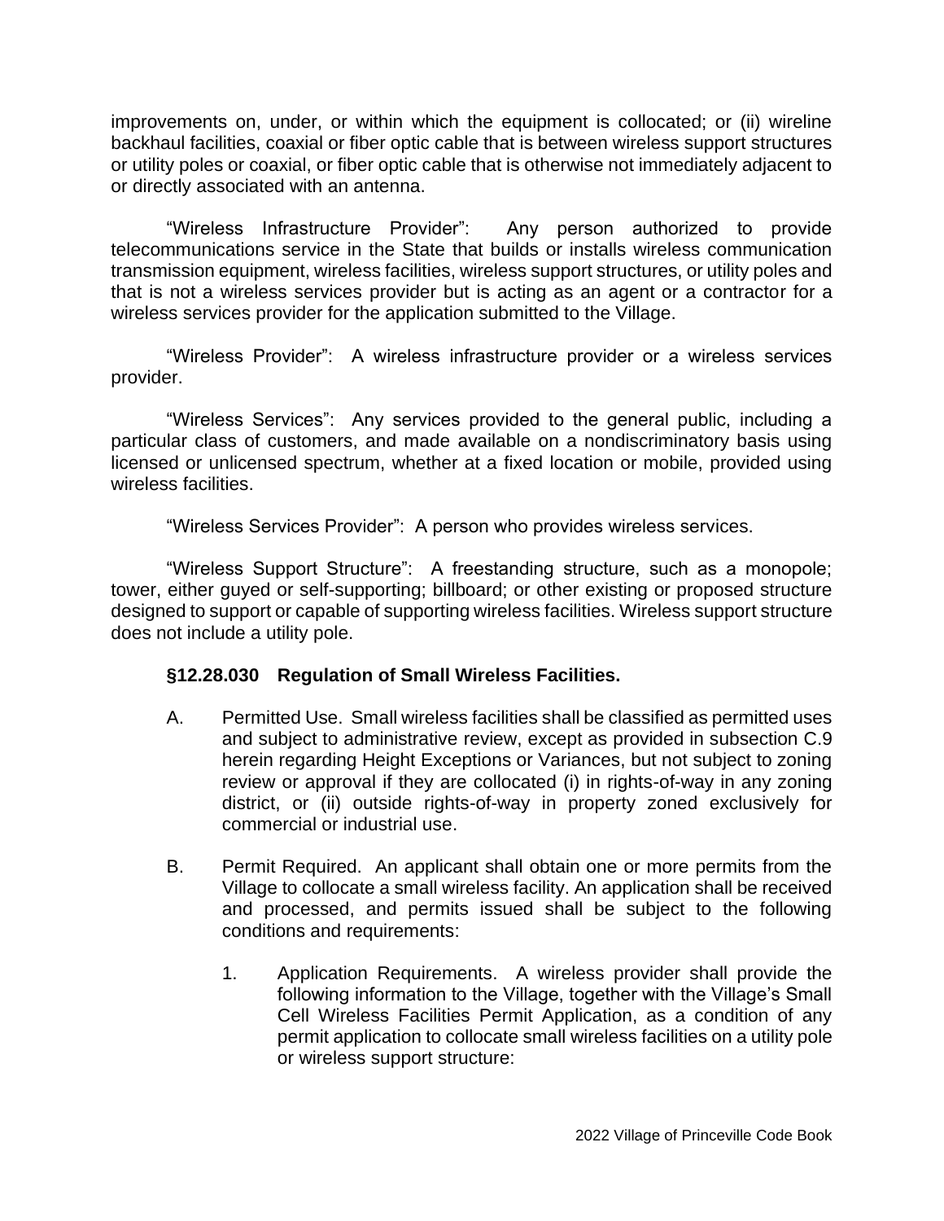improvements on, under, or within which the equipment is collocated; or (ii) wireline backhaul facilities, coaxial or fiber optic cable that is between wireless support structures or utility poles or coaxial, or fiber optic cable that is otherwise not immediately adjacent to or directly associated with an antenna.

"Wireless Infrastructure Provider": Any person authorized to provide telecommunications service in the State that builds or installs wireless communication transmission equipment, wireless facilities, wireless support structures, or utility poles and that is not a wireless services provider but is acting as an agent or a contractor for a wireless services provider for the application submitted to the Village.

"Wireless Provider": A wireless infrastructure provider or a wireless services provider.

"Wireless Services": Any services provided to the general public, including a particular class of customers, and made available on a nondiscriminatory basis using licensed or unlicensed spectrum, whether at a fixed location or mobile, provided using wireless facilities.

"Wireless Services Provider": A person who provides wireless services.

"Wireless Support Structure": A freestanding structure, such as a monopole; tower, either guyed or self-supporting; billboard; or other existing or proposed structure designed to support or capable of supporting wireless facilities. Wireless support structure does not include a utility pole.

### §12.28.030 Regulation of Small Wireless Facilities.

A. Permitted Use. Small wireless facilities shall be classified as permitted uses and subject to administrative review, except as provided in subsection C.9 herein regarding Height Exceptions or Variances, but not subject to zoning review or approval if they are collocated (i) in rights-of-way in any zoning district, or (ii) outside rights-of-way in property zoned exclusively for commercial or industrial use.

B. Permit Required. An applicant shall obtain one or more permits from the Village to collocate a small wireless facility. An application shall be received and processed, and permits issued shall be subject to the following conditions and requirements:

   1. Application Requirements. A wireless provider shall provide the following information to the Village, together with the Village's Small Cell Wireless Facilities Permit Application, as a condition of any permit application to collocate small wireless facilities on a utility pole or wireless support structure: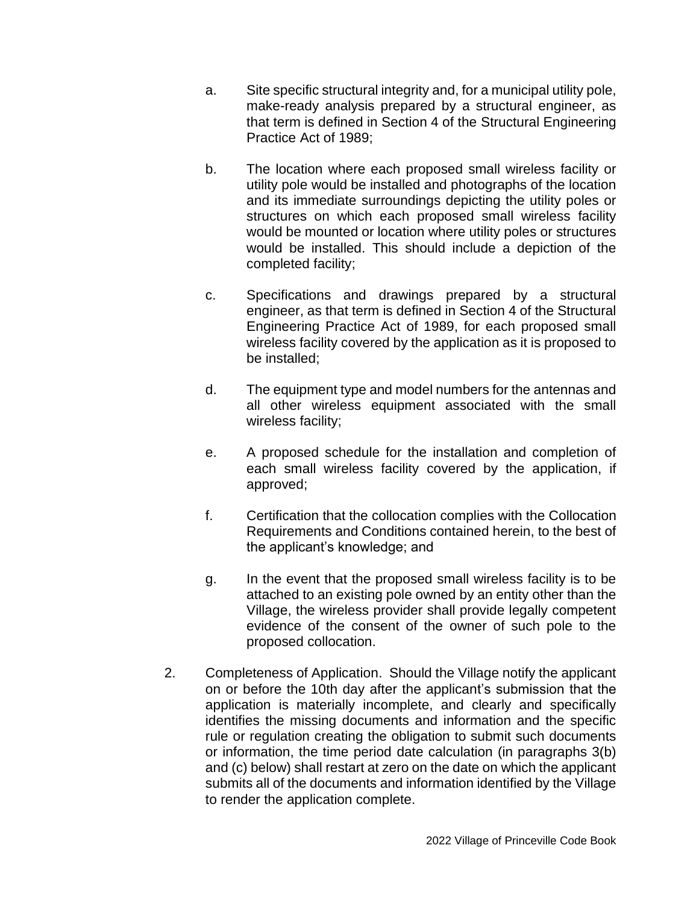a. Site specific structural integrity and, for a municipal utility pole, make-ready analysis prepared by a structural engineer, as that term is defined in Section 4 of the Structural Engineering Practice Act of 1989;

b. The location where each proposed small wireless facility or utility pole would be installed and photographs of the location and its immediate surroundings depicting the utility poles or structures on which each proposed small wireless facility would be mounted or location where utility poles or structures would be installed. This should include a depiction of the completed facility;

c. Specifications and drawings prepared by a structural engineer, as that term is defined in Section 4 of the Structural Engineering Practice Act of 1989, for each proposed small wireless facility covered by the application as it is proposed to be installed;

d. The equipment type and model numbers for the antennas and all other wireless equipment associated with the small wireless facility;

e. A proposed schedule for the installation and completion of each small wireless facility covered by the application, if approved;

f. Certification that the collocation complies with the Collocation Requirements and Conditions contained herein, to the best of the applicant's knowledge; and

g. In the event that the proposed small wireless facility is to be attached to an existing pole owned by an entity other than the Village, the wireless provider shall provide legally competent evidence of the consent of the owner of such pole to the proposed collocation.

2. Completeness of Application. Should the Village notify the applicant on or before the 10th day after the applicant's submission that the application is materially incomplete, and clearly and specifically identifies the missing documents and information and the specific rule or regulation creating the obligation to submit such documents or information, the time period date calculation (in paragraphs 3(b) and (c) below) shall restart at zero on the date on which the applicant submits all of the documents and information identified by the Village to render the application complete.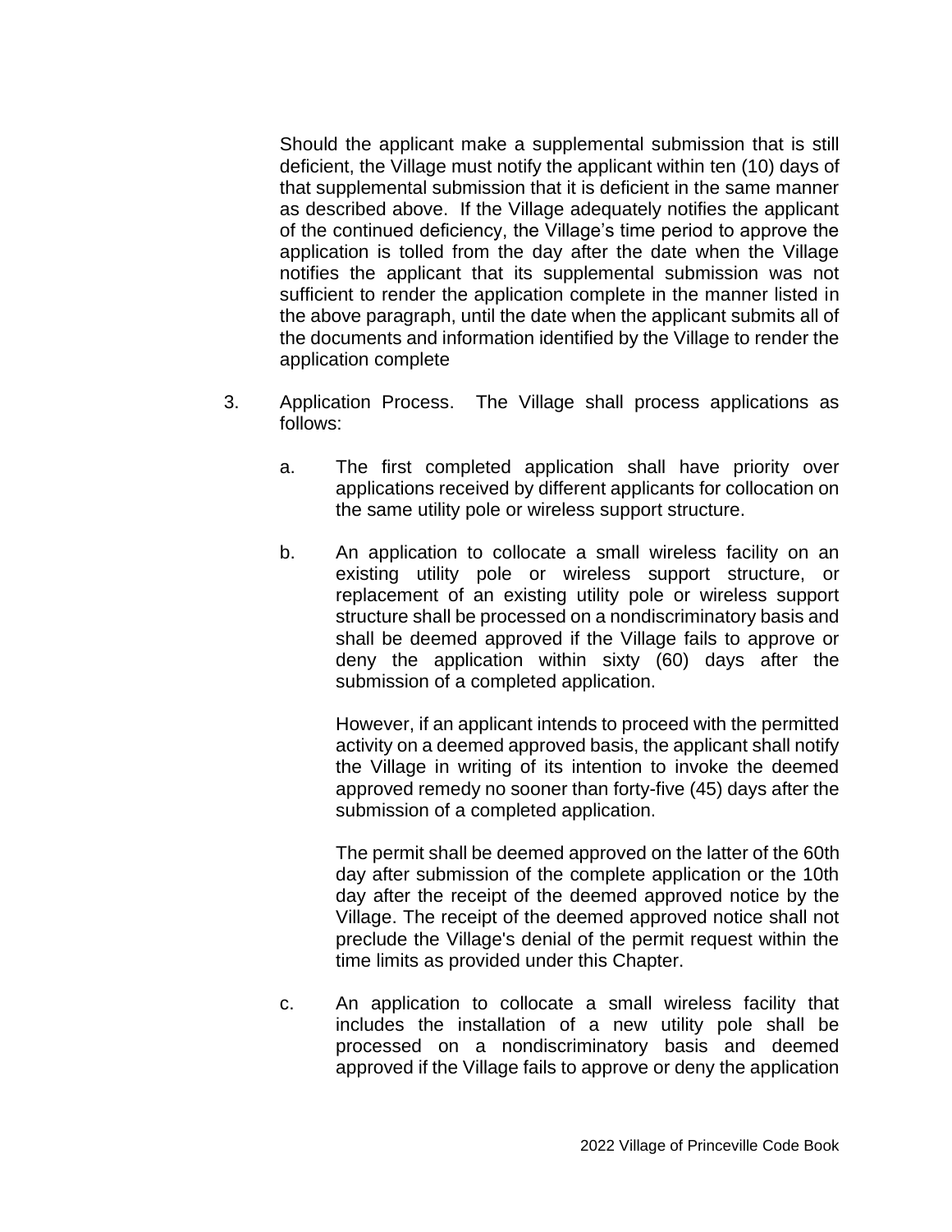Should the applicant make a supplemental submission that is still deficient, the Village must notify the applicant within ten (10) days of that supplemental submission that it is deficient in the same manner as described above. If the Village adequately notifies the applicant of the continued deficiency, the Village's time period to approve the application is tolled from the day after the date when the Village notifies the applicant that its supplemental submission was not sufficient to render the application complete in the manner listed in the above paragraph, until the date when the applicant submits all of the documents and information identified by the Village to render the application complete

3. Application Process. The Village shall process applications as follows:

   a. The first completed application shall have priority over applications received by different applicants for collocation on the same utility pole or wireless support structure.

   b. An application to collocate a small wireless facility on an existing utility pole or wireless support structure, or replacement of an existing utility pole or wireless support structure shall be processed on a nondiscriminatory basis and shall be deemed approved if the Village fails to approve or deny the application within sixty (60) days after the submission of a completed application.

      However, if an applicant intends to proceed with the permitted activity on a deemed approved basis, the applicant shall notify the Village in writing of its intention to invoke the deemed approved remedy no sooner than forty-five (45) days after the submission of a completed application.

      The permit shall be deemed approved on the latter of the 60th day after submission of the complete application or the 10th day after the receipt of the deemed approved notice by the Village. The receipt of the deemed approved notice shall not preclude the Village's denial of the permit request within the time limits as provided under this Chapter.

   c. An application to collocate a small wireless facility that includes the installation of a new utility pole shall be processed on a nondiscriminatory basis and deemed approved if the Village fails to approve or deny the application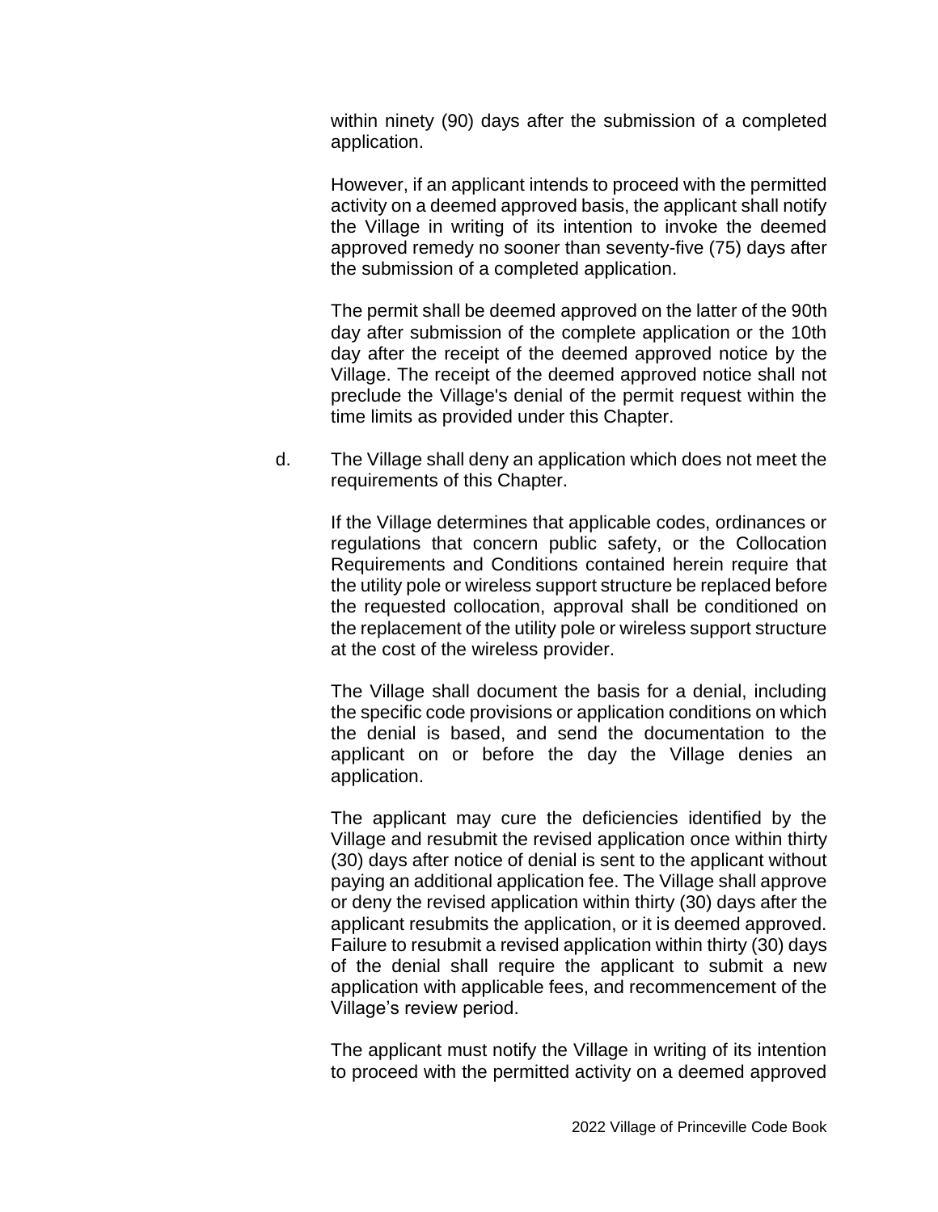within ninety (90) days after the submission of a completed application.

However, if an applicant intends to proceed with the permitted activity on a deemed approved basis, the applicant shall notify the Village in writing of its intention to invoke the deemed approved remedy no sooner than seventy-five (75) days after the submission of a completed application.

The permit shall be deemed approved on the latter of the 90th day after submission of the complete application or the 10th day after the receipt of the deemed approved notice by the Village. The receipt of the deemed approved notice shall not preclude the Village's denial of the permit request within the time limits as provided under this Chapter.

d. The Village shall deny an application which does not meet the requirements of this Chapter.

If the Village determines that applicable codes, ordinances or regulations that concern public safety, or the Collocation Requirements and Conditions contained herein require that the utility pole or wireless support structure be replaced before the requested collocation, approval shall be conditioned on the replacement of the utility pole or wireless support structure at the cost of the wireless provider.

The Village shall document the basis for a denial, including the specific code provisions or application conditions on which the denial is based, and send the documentation to the applicant on or before the day the Village denies an application.

The applicant may cure the deficiencies identified by the Village and resubmit the revised application once within thirty (30) days after notice of denial is sent to the applicant without paying an additional application fee. The Village shall approve or deny the revised application within thirty (30) days after the applicant resubmits the application, or it is deemed approved. Failure to resubmit a revised application within thirty (30) days of the denial shall require the applicant to submit a new application with applicable fees, and recommencement of the Village's review period.

The applicant must notify the Village in writing of its intention to proceed with the permitted activity on a deemed approved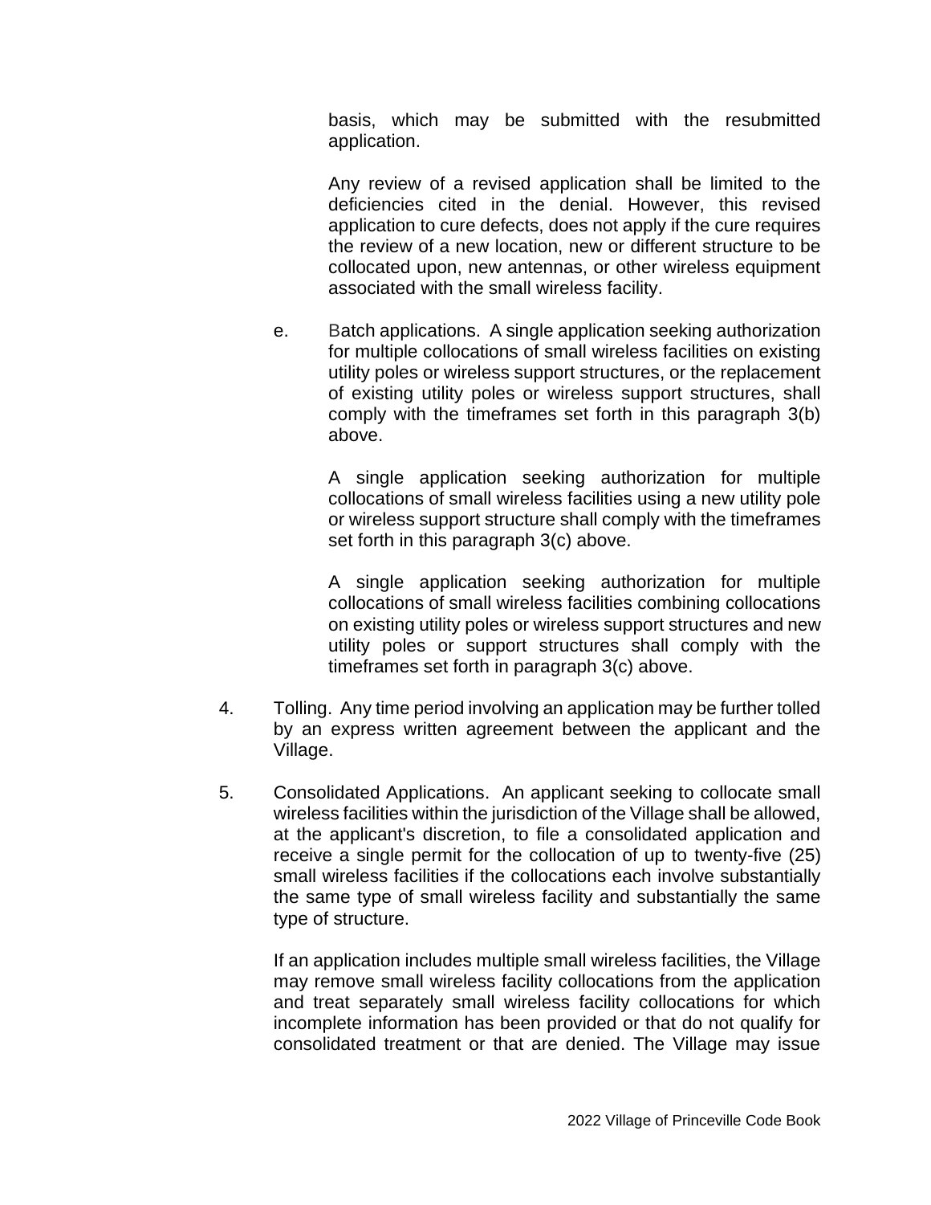basis, which may be submitted with the resubmitted application.

Any review of a revised application shall be limited to the deficiencies cited in the denial. However, this revised application to cure defects, does not apply if the cure requires the review of a new location, new or different structure to be collocated upon, new antennas, or other wireless equipment associated with the small wireless facility.

e. Batch applications. A single application seeking authorization for multiple collocations of small wireless facilities on existing utility poles or wireless support structures, or the replacement of existing utility poles or wireless support structures, shall comply with the timeframes set forth in this paragraph 3(b) above.

   A single application seeking authorization for multiple collocations of small wireless facilities using a new utility pole or wireless support structure shall comply with the timeframes set forth in this paragraph 3(c) above.

   A single application seeking authorization for multiple collocations of small wireless facilities combining collocations on existing utility poles or wireless support structures and new utility poles or support structures shall comply with the timeframes set forth in paragraph 3(c) above.

4. Tolling. Any time period involving an application may be further tolled by an express written agreement between the applicant and the Village.

5. Consolidated Applications. An applicant seeking to collocate small wireless facilities within the jurisdiction of the Village shall be allowed, at the applicant's discretion, to file a consolidated application and receive a single permit for the collocation of up to twenty-five (25) small wireless facilities if the collocations each involve substantially the same type of small wireless facility and substantially the same type of structure.

   If an application includes multiple small wireless facilities, the Village may remove small wireless facility collocations from the application and treat separately small wireless facility collocations for which incomplete information has been provided or that do not qualify for consolidated treatment or that are denied. The Village may issue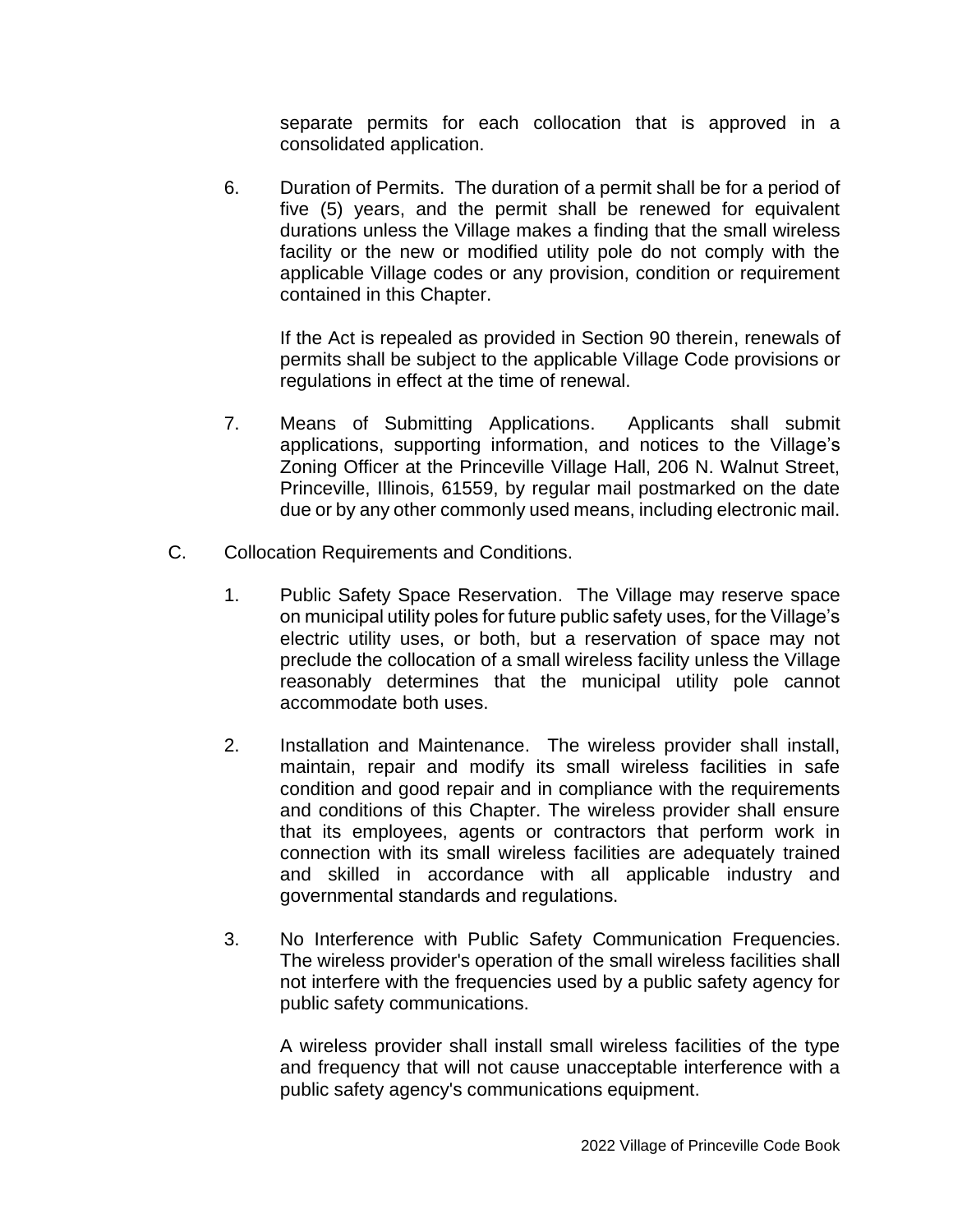separate permits for each collocation that is approved in a consolidated application.

6. Duration of Permits. The duration of a permit shall be for a period of five (5) years, and the permit shall be renewed for equivalent durations unless the Village makes a finding that the small wireless facility or the new or modified utility pole do not comply with the applicable Village codes or any provision, condition or requirement contained in this Chapter.

   If the Act is repealed as provided in Section 90 therein, renewals of permits shall be subject to the applicable Village Code provisions or regulations in effect at the time of renewal.

7. Means of Submitting Applications. Applicants shall submit applications, supporting information, and notices to the Village's Zoning Officer at the Princeville Village Hall, 206 N. Walnut Street, Princeville, Illinois, 61559, by regular mail postmarked on the date due or by any other commonly used means, including electronic mail.

C. Collocation Requirements and Conditions.

1. Public Safety Space Reservation. The Village may reserve space on municipal utility poles for future public safety uses, for the Village's electric utility uses, or both, but a reservation of space may not preclude the collocation of a small wireless facility unless the Village reasonably determines that the municipal utility pole cannot accommodate both uses.

2. Installation and Maintenance. The wireless provider shall install, maintain, repair and modify its small wireless facilities in safe condition and good repair and in compliance with the requirements and conditions of this Chapter. The wireless provider shall ensure that its employees, agents or contractors that perform work in connection with its small wireless facilities are adequately trained and skilled in accordance with all applicable industry and governmental standards and regulations.

3. No Interference with Public Safety Communication Frequencies. The wireless provider's operation of the small wireless facilities shall not interfere with the frequencies used by a public safety agency for public safety communications.

   A wireless provider shall install small wireless facilities of the type and frequency that will not cause unacceptable interference with a public safety agency's communications equipment.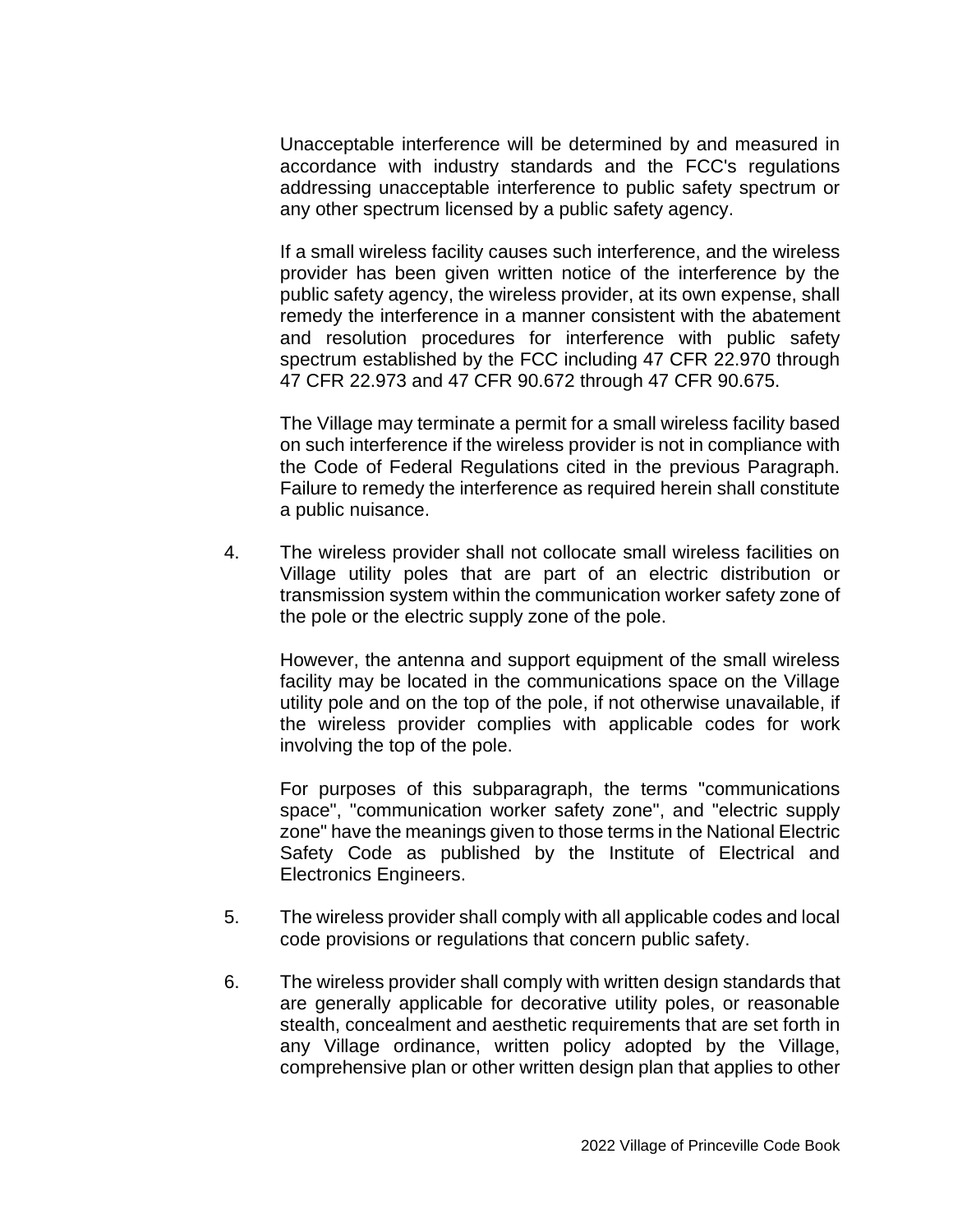Unacceptable interference will be determined by and measured in accordance with industry standards and the FCC's regulations addressing unacceptable interference to public safety spectrum or any other spectrum licensed by a public safety agency.

If a small wireless facility causes such interference, and the wireless provider has been given written notice of the interference by the public safety agency, the wireless provider, at its own expense, shall remedy the interference in a manner consistent with the abatement and resolution procedures for interference with public safety spectrum established by the FCC including 47 CFR 22.970 through 47 CFR 22.973 and 47 CFR 90.672 through 47 CFR 90.675.

The Village may terminate a permit for a small wireless facility based on such interference if the wireless provider is not in compliance with the Code of Federal Regulations cited in the previous Paragraph. Failure to remedy the interference as required herein shall constitute a public nuisance.

4. The wireless provider shall not collocate small wireless facilities on Village utility poles that are part of an electric distribution or transmission system within the communication worker safety zone of the pole or the electric supply zone of the pole.

   However, the antenna and support equipment of the small wireless facility may be located in the communications space on the Village utility pole and on the top of the pole, if not otherwise unavailable, if the wireless provider complies with applicable codes for work involving the top of the pole.

   For purposes of this subparagraph, the terms "communications space", "communication worker safety zone", and "electric supply zone" have the meanings given to those terms in the National Electric Safety Code as published by the Institute of Electrical and Electronics Engineers.

5. The wireless provider shall comply with all applicable codes and local code provisions or regulations that concern public safety.

6. The wireless provider shall comply with written design standards that are generally applicable for decorative utility poles, or reasonable stealth, concealment and aesthetic requirements that are set forth in any Village ordinance, written policy adopted by the Village, comprehensive plan or other written design plan that applies to other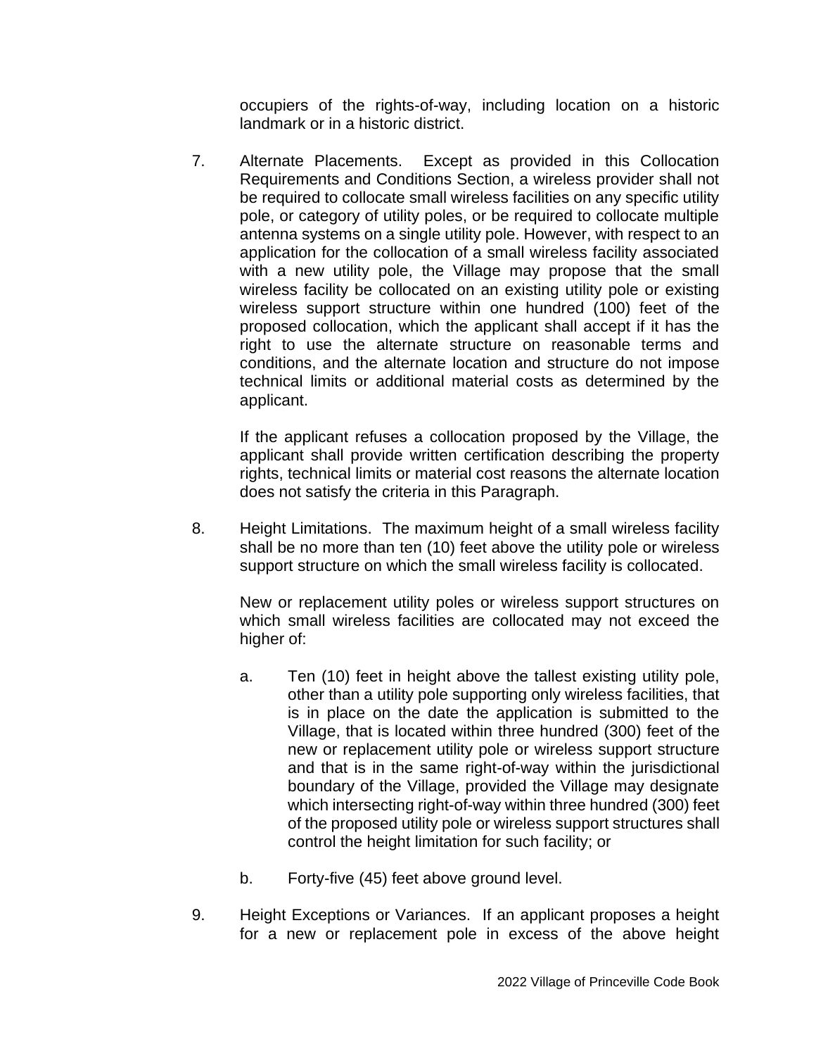occupiers of the rights-of-way, including location on a historic landmark or in a historic district.

7. Alternate Placements. Except as provided in this Collocation Requirements and Conditions Section, a wireless provider shall not be required to collocate small wireless facilities on any specific utility pole, or category of utility poles, or be required to collocate multiple antenna systems on a single utility pole. However, with respect to an application for the collocation of a small wireless facility associated with a new utility pole, the Village may propose that the small wireless facility be collocated on an existing utility pole or existing wireless support structure within one hundred (100) feet of the proposed collocation, which the applicant shall accept if it has the right to use the alternate structure on reasonable terms and conditions, and the alternate location and structure do not impose technical limits or additional material costs as determined by the applicant.

   If the applicant refuses a collocation proposed by the Village, the applicant shall provide written certification describing the property rights, technical limits or material cost reasons the alternate location does not satisfy the criteria in this Paragraph.

8. Height Limitations. The maximum height of a small wireless facility shall be no more than ten (10) feet above the utility pole or wireless support structure on which the small wireless facility is collocated.

   New or replacement utility poles or wireless support structures on which small wireless facilities are collocated may not exceed the higher of:

   a. Ten (10) feet in height above the tallest existing utility pole, other than a utility pole supporting only wireless facilities, that is in place on the date the application is submitted to the Village, that is located within three hundred (300) feet of the new or replacement utility pole or wireless support structure and that is in the same right-of-way within the jurisdictional boundary of the Village, provided the Village may designate which intersecting right-of-way within three hundred (300) feet of the proposed utility pole or wireless support structures shall control the height limitation for such facility; or

   b. Forty-five (45) feet above ground level.

9. Height Exceptions or Variances. If an applicant proposes a height for a new or replacement pole in excess of the above height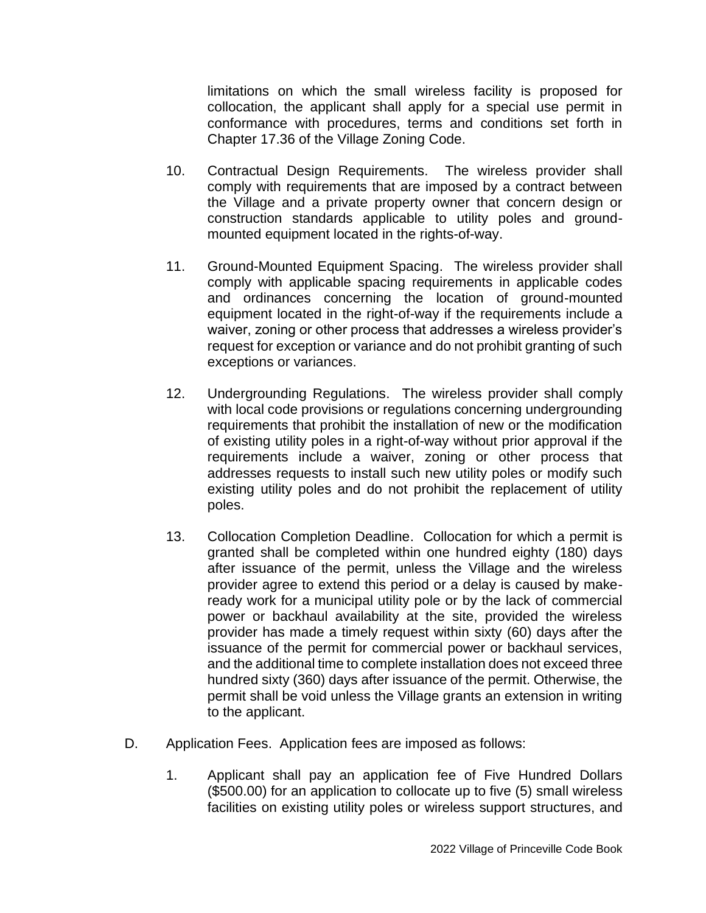limitations on which the small wireless facility is proposed for collocation, the applicant shall apply for a special use permit in conformance with procedures, terms and conditions set forth in Chapter 17.36 of the Village Zoning Code.

10. Contractual Design Requirements. The wireless provider shall comply with requirements that are imposed by a contract between the Village and a private property owner that concern design or construction standards applicable to utility poles and ground-mounted equipment located in the rights-of-way.

11. Ground-Mounted Equipment Spacing. The wireless provider shall comply with applicable spacing requirements in applicable codes and ordinances concerning the location of ground-mounted equipment located in the right-of-way if the requirements include a waiver, zoning or other process that addresses a wireless provider's request for exception or variance and do not prohibit granting of such exceptions or variances.

12. Undergrounding Regulations. The wireless provider shall comply with local code provisions or regulations concerning undergrounding requirements that prohibit the installation of new or the modification of existing utility poles in a right-of-way without prior approval if the requirements include a waiver, zoning or other process that addresses requests to install such new utility poles or modify such existing utility poles and do not prohibit the replacement of utility poles.

13. Collocation Completion Deadline. Collocation for which a permit is granted shall be completed within one hundred eighty (180) days after issuance of the permit, unless the Village and the wireless provider agree to extend this period or a delay is caused by make-ready work for a municipal utility pole or by the lack of commercial power or backhaul availability at the site, provided the wireless provider has made a timely request within sixty (60) days after the issuance of the permit for commercial power or backhaul services, and the additional time to complete installation does not exceed three hundred sixty (360) days after issuance of the permit. Otherwise, the permit shall be void unless the Village grants an extension in writing to the applicant.

D. Application Fees. Application fees are imposed as follows:

1. Applicant shall pay an application fee of Five Hundred Dollars ($500.00) for an application to collocate up to five (5) small wireless facilities on existing utility poles or wireless support structures, and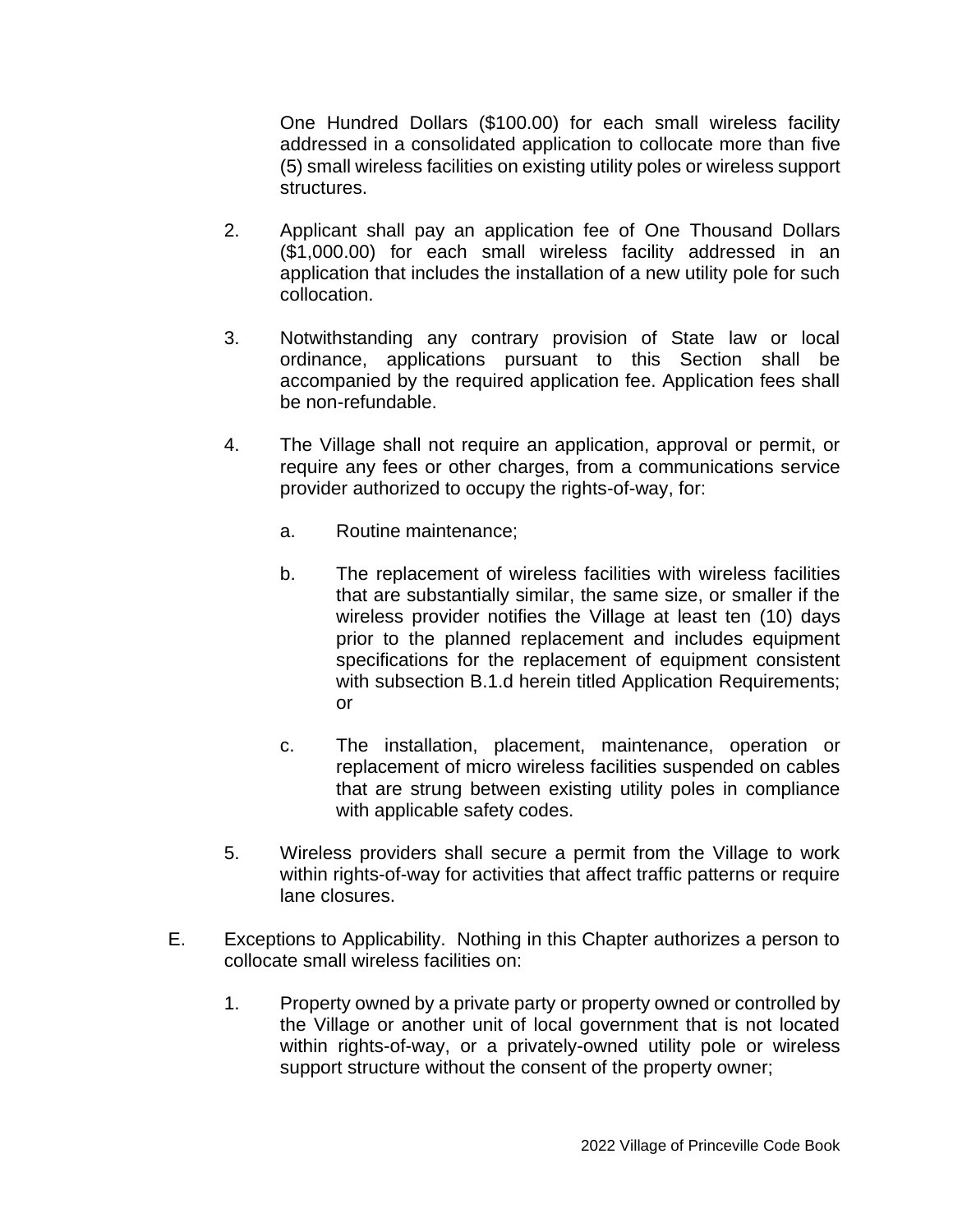One Hundred Dollars ($100.00) for each small wireless facility addressed in a consolidated application to collocate more than five (5) small wireless facilities on existing utility poles or wireless support structures.

2. Applicant shall pay an application fee of One Thousand Dollars ($1,000.00) for each small wireless facility addressed in an application that includes the installation of a new utility pole for such collocation.

3. Notwithstanding any contrary provision of State law or local ordinance, applications pursuant to this Section shall be accompanied by the required application fee. Application fees shall be non-refundable.

4. The Village shall not require an application, approval or permit, or require any fees or other charges, from a communications service provider authorized to occupy the rights-of-way, for:

   a. Routine maintenance;

   b. The replacement of wireless facilities with wireless facilities that are substantially similar, the same size, or smaller if the wireless provider notifies the Village at least ten (10) days prior to the planned replacement and includes equipment specifications for the replacement of equipment consistent with subsection B.1.d herein titled Application Requirements; or

   c. The installation, placement, maintenance, operation or replacement of micro wireless facilities suspended on cables that are strung between existing utility poles in compliance with applicable safety codes.

5. Wireless providers shall secure a permit from the Village to work within rights-of-way for activities that affect traffic patterns or require lane closures.

E. Exceptions to Applicability. Nothing in this Chapter authorizes a person to collocate small wireless facilities on:

   1. Property owned by a private party or property owned or controlled by the Village or another unit of local government that is not located within rights-of-way, or a privately-owned utility pole or wireless support structure without the consent of the property owner;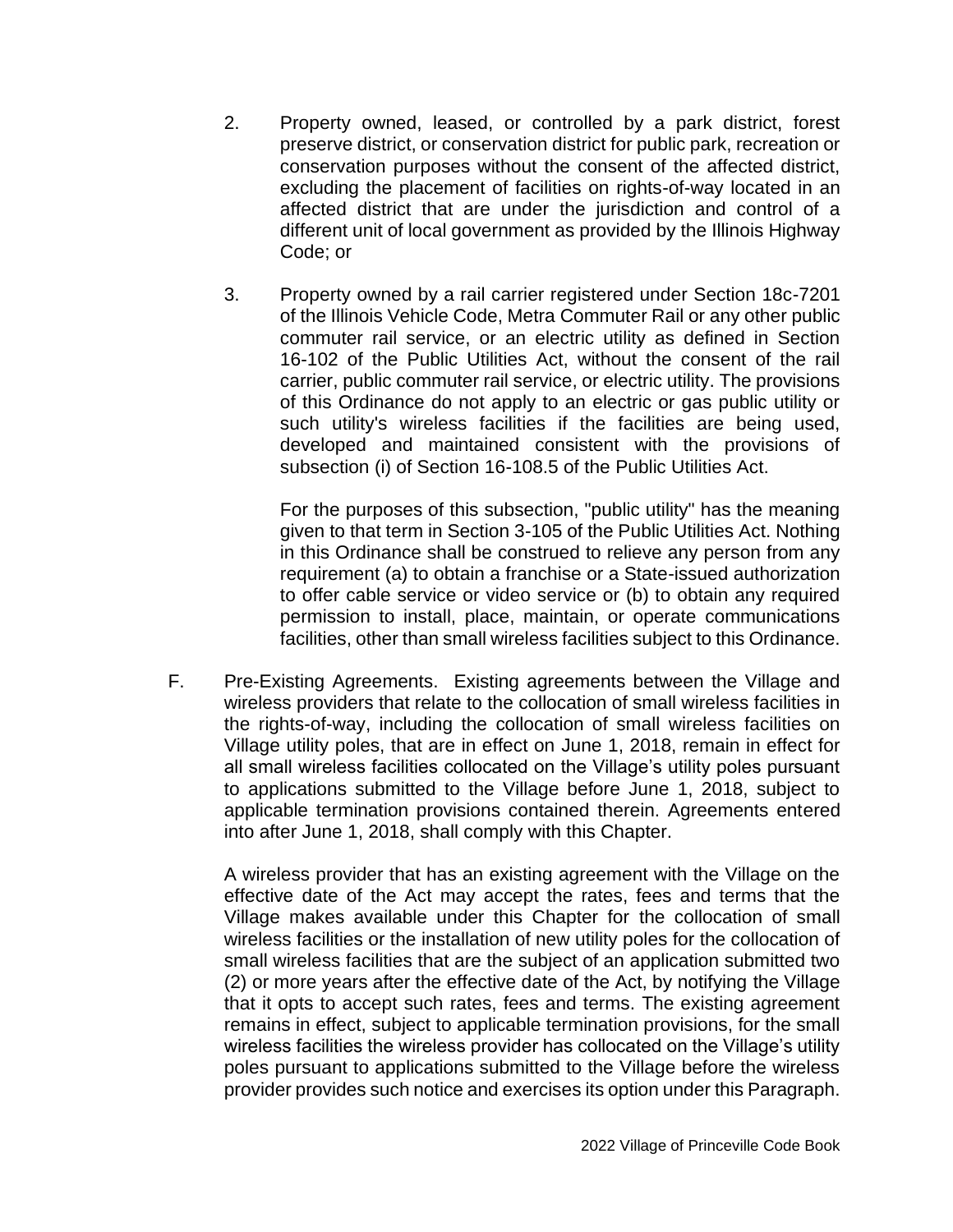2. Property owned, leased, or controlled by a park district, forest preserve district, or conservation district for public park, recreation or conservation purposes without the consent of the affected district, excluding the placement of facilities on rights-of-way located in an affected district that are under the jurisdiction and control of a different unit of local government as provided by the Illinois Highway Code; or

3. Property owned by a rail carrier registered under Section 18c-7201 of the Illinois Vehicle Code, Metra Commuter Rail or any other public commuter rail service, or an electric utility as defined in Section 16-102 of the Public Utilities Act, without the consent of the rail carrier, public commuter rail service, or electric utility. The provisions of this Ordinance do not apply to an electric or gas public utility or such utility's wireless facilities if the facilities are being used, developed and maintained consistent with the provisions of subsection (i) of Section 16-108.5 of the Public Utilities Act.

   For the purposes of this subsection, "public utility" has the meaning given to that term in Section 3-105 of the Public Utilities Act. Nothing in this Ordinance shall be construed to relieve any person from any requirement (a) to obtain a franchise or a State-issued authorization to offer cable service or video service or (b) to obtain any required permission to install, place, maintain, or operate communications facilities, other than small wireless facilities subject to this Ordinance.

F. Pre-Existing Agreements. Existing agreements between the Village and wireless providers that relate to the collocation of small wireless facilities in the rights-of-way, including the collocation of small wireless facilities on Village utility poles, that are in effect on June 1, 2018, remain in effect for all small wireless facilities collocated on the Village's utility poles pursuant to applications submitted to the Village before June 1, 2018, subject to applicable termination provisions contained therein. Agreements entered into after June 1, 2018, shall comply with this Chapter.

   A wireless provider that has an existing agreement with the Village on the effective date of the Act may accept the rates, fees and terms that the Village makes available under this Chapter for the collocation of small wireless facilities or the installation of new utility poles for the collocation of small wireless facilities that are the subject of an application submitted two (2) or more years after the effective date of the Act, by notifying the Village that it opts to accept such rates, fees and terms. The existing agreement remains in effect, subject to applicable termination provisions, for the small wireless facilities the wireless provider has collocated on the Village's utility poles pursuant to applications submitted to the Village before the wireless provider provides such notice and exercises its option under this Paragraph.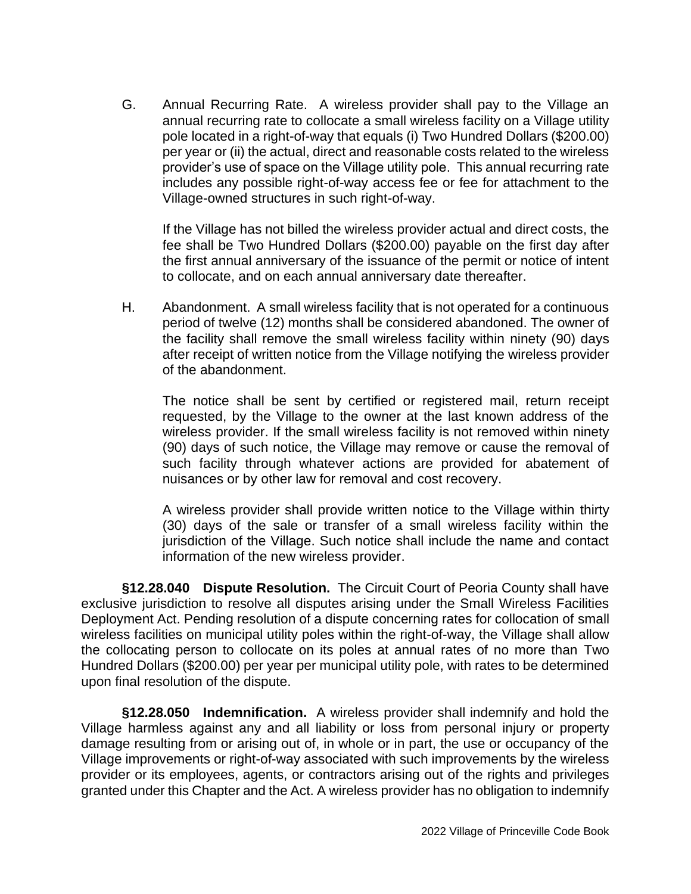G. Annual Recurring Rate. A wireless provider shall pay to the Village an annual recurring rate to collocate a small wireless facility on a Village utility pole located in a right-of-way that equals (i) Two Hundred Dollars ($200.00) per year or (ii) the actual, direct and reasonable costs related to the wireless provider's use of space on the Village utility pole. This annual recurring rate includes any possible right-of-way access fee or fee for attachment to the Village-owned structures in such right-of-way.

If the Village has not billed the wireless provider actual and direct costs, the fee shall be Two Hundred Dollars ($200.00) payable on the first day after the first annual anniversary of the issuance of the permit or notice of intent to collocate, and on each annual anniversary date thereafter.

H. Abandonment. A small wireless facility that is not operated for a continuous period of twelve (12) months shall be considered abandoned. The owner of the facility shall remove the small wireless facility within ninety (90) days after receipt of written notice from the Village notifying the wireless provider of the abandonment.

The notice shall be sent by certified or registered mail, return receipt requested, by the Village to the owner at the last known address of the wireless provider. If the small wireless facility is not removed within ninety (90) days of such notice, the Village may remove or cause the removal of such facility through whatever actions are provided for abatement of nuisances or by other law for removal and cost recovery.

A wireless provider shall provide written notice to the Village within thirty (30) days of the sale or transfer of a small wireless facility within the jurisdiction of the Village. Such notice shall include the name and contact information of the new wireless provider.

**§12.28.040 Dispute Resolution.** The Circuit Court of Peoria County shall have exclusive jurisdiction to resolve all disputes arising under the Small Wireless Facilities Deployment Act. Pending resolution of a dispute concerning rates for collocation of small wireless facilities on municipal utility poles within the right-of-way, the Village shall allow the collocating person to collocate on its poles at annual rates of no more than Two Hundred Dollars ($200.00) per year per municipal utility pole, with rates to be determined upon final resolution of the dispute.

**§12.28.050 Indemnification.** A wireless provider shall indemnify and hold the Village harmless against any and all liability or loss from personal injury or property damage resulting from or arising out of, in whole or in part, the use or occupancy of the Village improvements or right-of-way associated with such improvements by the wireless provider or its employees, agents, or contractors arising out of the rights and privileges granted under this Chapter and the Act. A wireless provider has no obligation to indemnify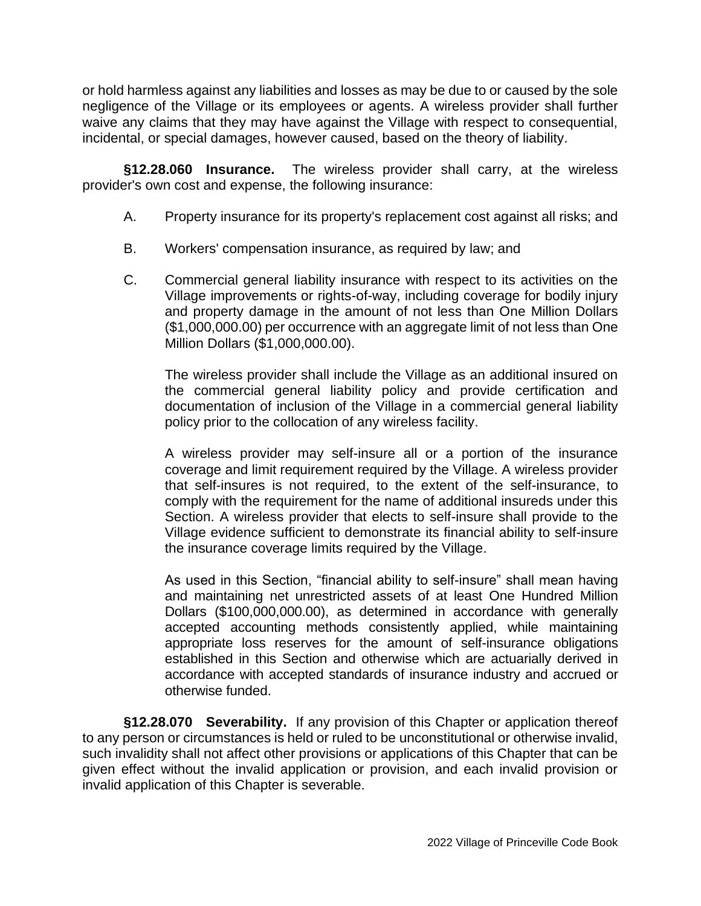or hold harmless against any liabilities and losses as may be due to or caused by the sole negligence of the Village or its employees or agents. A wireless provider shall further waive any claims that they may have against the Village with respect to consequential, incidental, or special damages, however caused, based on the theory of liability.

**§12.28.060 Insurance.** The wireless provider shall carry, at the wireless provider's own cost and expense, the following insurance:

A. Property insurance for its property's replacement cost against all risks; and

B. Workers' compensation insurance, as required by law; and

C. Commercial general liability insurance with respect to its activities on the Village improvements or rights-of-way, including coverage for bodily injury and property damage in the amount of not less than One Million Dollars ($1,000,000.00) per occurrence with an aggregate limit of not less than One Million Dollars ($1,000,000.00).

The wireless provider shall include the Village as an additional insured on the commercial general liability policy and provide certification and documentation of inclusion of the Village in a commercial general liability policy prior to the collocation of any wireless facility.

A wireless provider may self-insure all or a portion of the insurance coverage and limit requirement required by the Village. A wireless provider that self-insures is not required, to the extent of the self-insurance, to comply with the requirement for the name of additional insureds under this Section. A wireless provider that elects to self-insure shall provide to the Village evidence sufficient to demonstrate its financial ability to self-insure the insurance coverage limits required by the Village.

As used in this Section, "financial ability to self-insure" shall mean having and maintaining net unrestricted assets of at least One Hundred Million Dollars ($100,000,000.00), as determined in accordance with generally accepted accounting methods consistently applied, while maintaining appropriate loss reserves for the amount of self-insurance obligations established in this Section and otherwise which are actuarially derived in accordance with accepted standards of insurance industry and accrued or otherwise funded.

**§12.28.070 Severability.** If any provision of this Chapter or application thereof to any person or circumstances is held or ruled to be unconstitutional or otherwise invalid, such invalidity shall not affect other provisions or applications of this Chapter that can be given effect without the invalid application or provision, and each invalid provision or invalid application of this Chapter is severable.